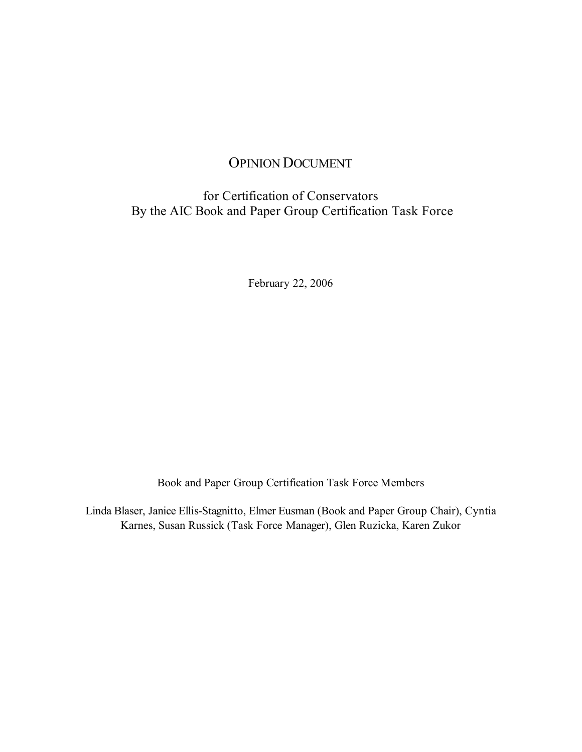# OPINION DOCUMENT

## for Certification of Conservators By the AIC Book and Paper Group Certification Task Force

February 22, 2006

Book and Paper Group Certification Task Force Members

Linda Blaser, Janice Ellis-Stagnitto, Elmer Eusman (Book and Paper Group Chair), Cyntia Karnes, Susan Russick (Task Force Manager), Glen Ruzicka, Karen Zukor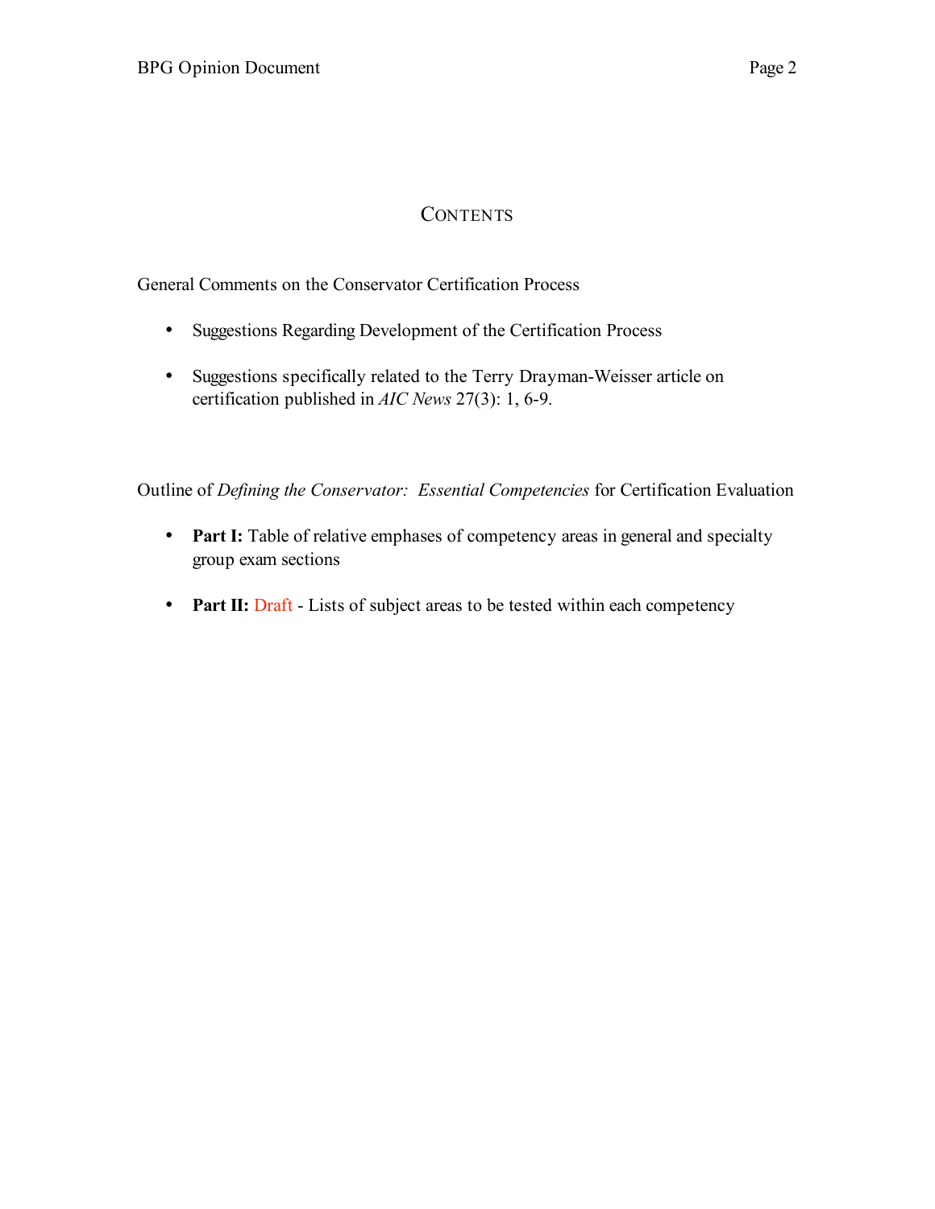## Contents

General Comments on the Conservator Certification Process

- Suggestions Regarding Development of the Certification Process
- Suggestions specifically related to the Terry Drayman-Weisser article on certification published in *AIC News* 27(3): 1, 6-9.

Outline of *Defining the Conservator: Essential Competencies* for Certification Evaluation

- **Part I:** Table of relative emphases of competency areas in general and specialty group exam sections
- **Part II:** Draft - Lists of subject areas to be tested within each competency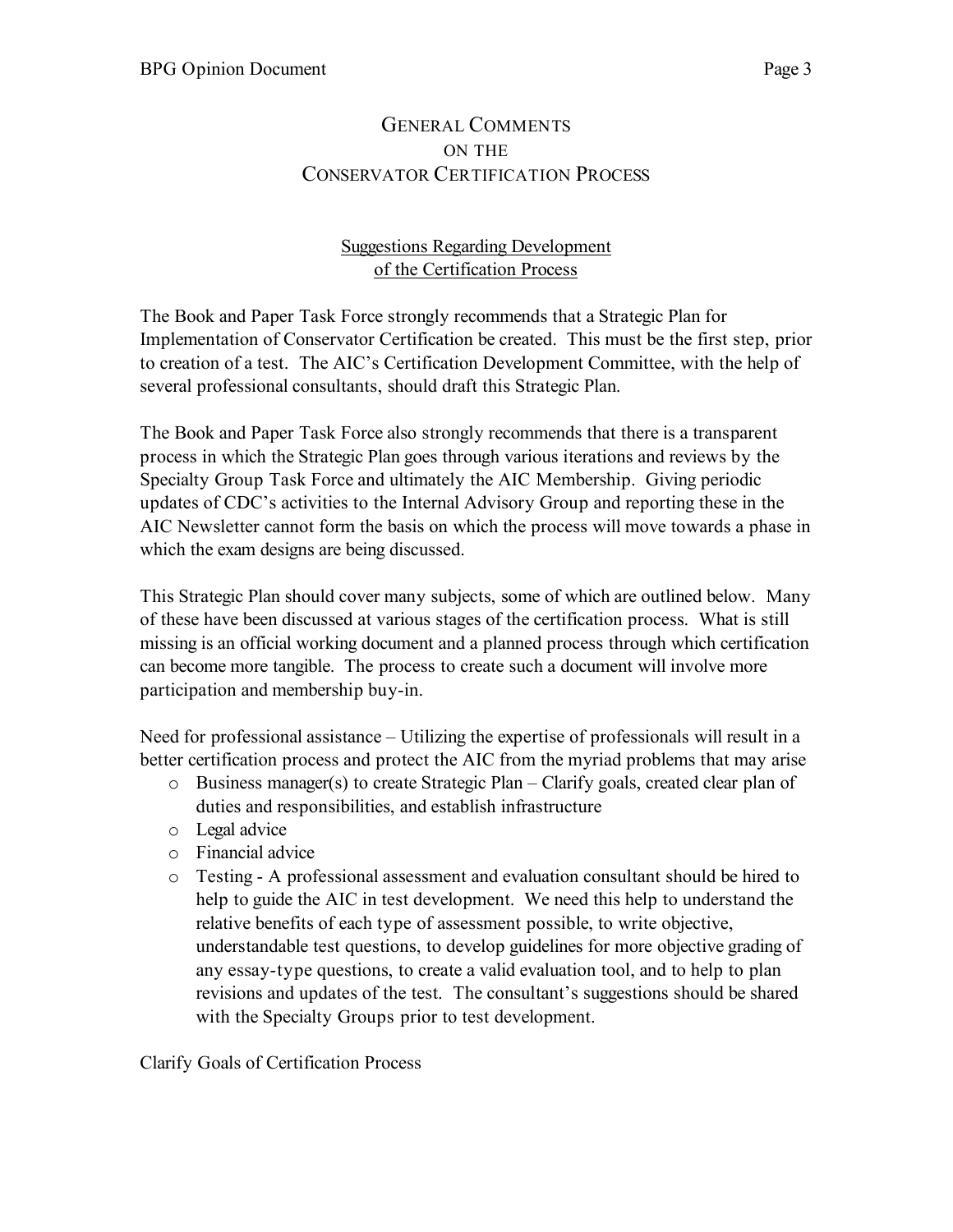# General Comments on the Conservator Certification Process

## Suggestions Regarding Development of the Certification Process

The Book and Paper Task Force strongly recommends that a Strategic Plan for Implementation of Conservator Certification be created. This must be the first step, prior to creation of a test. The AIC's Certification Development Committee, with the help of several professional consultants, should draft this Strategic Plan.

The Book and Paper Task Force also strongly recommends that there is a transparent process in which the Strategic Plan goes through various iterations and reviews by the Specialty Group Task Force and ultimately the AIC Membership. Giving periodic updates of CDC's activities to the Internal Advisory Group and reporting these in the AIC Newsletter cannot form the basis on which the process will move towards a phase in which the exam designs are being discussed.

This Strategic Plan should cover many subjects, some of which are outlined below. Many of these have been discussed at various stages of the certification process. What is still missing is an official working document and a planned process through which certification can become more tangible. The process to create such a document will involve more participation and membership buy-in.

Need for professional assistance – Utilizing the expertise of professionals will result in a better certification process and protect the AIC from the myriad problems that may arise

- Business manager(s) to create Strategic Plan – Clarify goals, created clear plan of duties and responsibilities, and establish infrastructure
- Legal advice
- Financial advice
- Testing - A professional assessment and evaluation consultant should be hired to help to guide the AIC in test development. We need this help to understand the relative benefits of each type of assessment possible, to write objective, understandable test questions, to develop guidelines for more objective grading of any essay-type questions, to create a valid evaluation tool, and to help to plan revisions and updates of the test. The consultant's suggestions should be shared with the Specialty Groups prior to test development.

Clarify Goals of Certification Process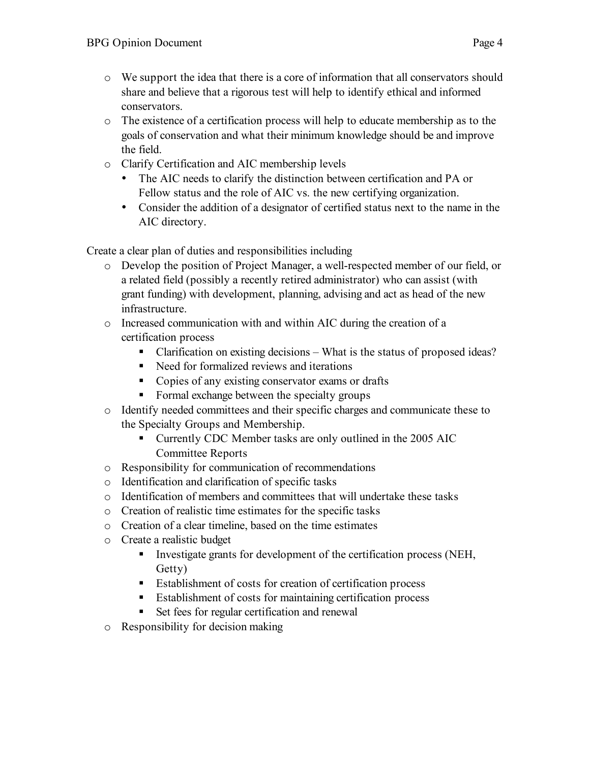- We support the idea that there is a core of information that all conservators should share and believe that a rigorous test will help to identify ethical and informed conservators.
- The existence of a certification process will help to educate membership as to the goals of conservation and what their minimum knowledge should be and improve the field.
- Clarify Certification and AIC membership levels
  - The AIC needs to clarify the distinction between certification and PA or Fellow status and the role of AIC vs. the new certifying organization.
  - Consider the addition of a designator of certified status next to the name in the AIC directory.

Create a clear plan of duties and responsibilities including

- Develop the position of Project Manager, a well-respected member of our field, or a related field (possibly a recently retired administrator) who can assist (with grant funding) with development, planning, advising and act as head of the new infrastructure.
- Increased communication with and within AIC during the creation of a certification process
  - Clarification on existing decisions – What is the status of proposed ideas?
  - Need for formalized reviews and iterations
  - Copies of any existing conservator exams or drafts
  - Formal exchange between the specialty groups
- Identify needed committees and their specific charges and communicate these to the Specialty Groups and Membership.
  - Currently CDC Member tasks are only outlined in the 2005 AIC Committee Reports
- Responsibility for communication of recommendations
- Identification and clarification of specific tasks
- Identification of members and committees that will undertake these tasks
- Creation of realistic time estimates for the specific tasks
- Creation of a clear timeline, based on the time estimates
- Create a realistic budget
  - Investigate grants for development of the certification process (NEH, Getty)
  - Establishment of costs for creation of certification process
  - Establishment of costs for maintaining certification process
  - Set fees for regular certification and renewal
- Responsibility for decision making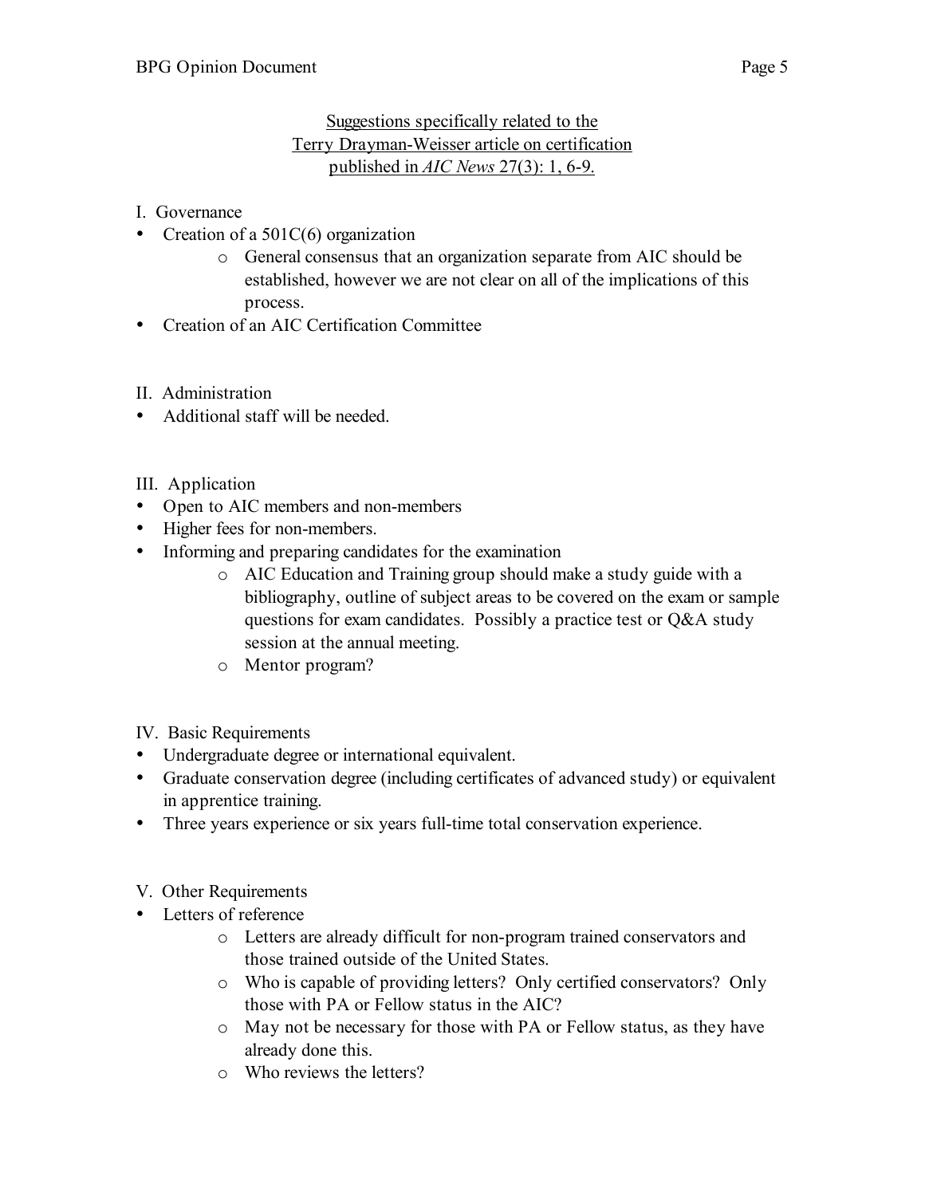<u>Suggestions specifically related to the Terry Drayman-Weisser article on certification published in *AIC News* 27(3): 1, 6-9.</u>

I. Governance

- Creation of a 501C(6) organization
  - General consensus that an organization separate from AIC should be established, however we are not clear on all of the implications of this process.
- Creation of an AIC Certification Committee

II. Administration

- Additional staff will be needed.

III. Application

- Open to AIC members and non-members
- Higher fees for non-members.
- Informing and preparing candidates for the examination
  - AIC Education and Training group should make a study guide with a bibliography, outline of subject areas to be covered on the exam or sample questions for exam candidates. Possibly a practice test or Q&A study session at the annual meeting.
  - Mentor program?

IV. Basic Requirements

- Undergraduate degree or international equivalent.
- Graduate conservation degree (including certificates of advanced study) or equivalent in apprentice training.
- Three years experience or six years full-time total conservation experience.

V. Other Requirements

- Letters of reference
  - Letters are already difficult for non-program trained conservators and those trained outside of the United States.
  - Who is capable of providing letters? Only certified conservators? Only those with PA or Fellow status in the AIC?
  - May not be necessary for those with PA or Fellow status, as they have already done this.
  - Who reviews the letters?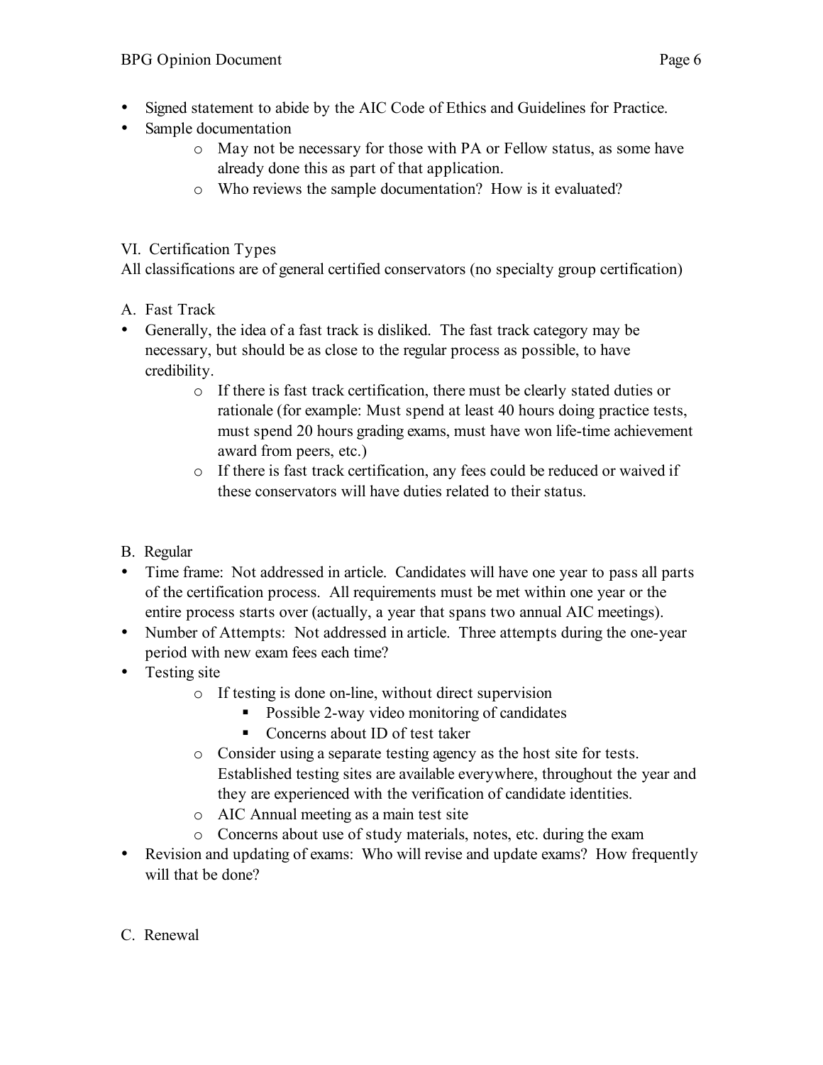- Signed statement to abide by the AIC Code of Ethics and Guidelines for Practice.
- Sample documentation
  - May not be necessary for those with PA or Fellow status, as some have already done this as part of that application.
  - Who reviews the sample documentation? How is it evaluated?

## VI. Certification Types

All classifications are of general certified conservators (no specialty group certification)

### A. Fast Track

- Generally, the idea of a fast track is disliked. The fast track category may be necessary, but should be as close to the regular process as possible, to have credibility.
  - If there is fast track certification, there must be clearly stated duties or rationale (for example: Must spend at least 40 hours doing practice tests, must spend 20 hours grading exams, must have won life-time achievement award from peers, etc.)
  - If there is fast track certification, any fees could be reduced or waived if these conservators will have duties related to their status.

### B. Regular

- Time frame: Not addressed in article. Candidates will have one year to pass all parts of the certification process. All requirements must be met within one year or the entire process starts over (actually, a year that spans two annual AIC meetings).
- Number of Attempts: Not addressed in article. Three attempts during the one-year period with new exam fees each time?
- Testing site
  - If testing is done on-line, without direct supervision
    - Possible 2-way video monitoring of candidates
    - Concerns about ID of test taker
  - Consider using a separate testing agency as the host site for tests. Established testing sites are available everywhere, throughout the year and they are experienced with the verification of candidate identities.
  - AIC Annual meeting as a main test site
  - Concerns about use of study materials, notes, etc. during the exam
- Revision and updating of exams: Who will revise and update exams? How frequently will that be done?

### C. Renewal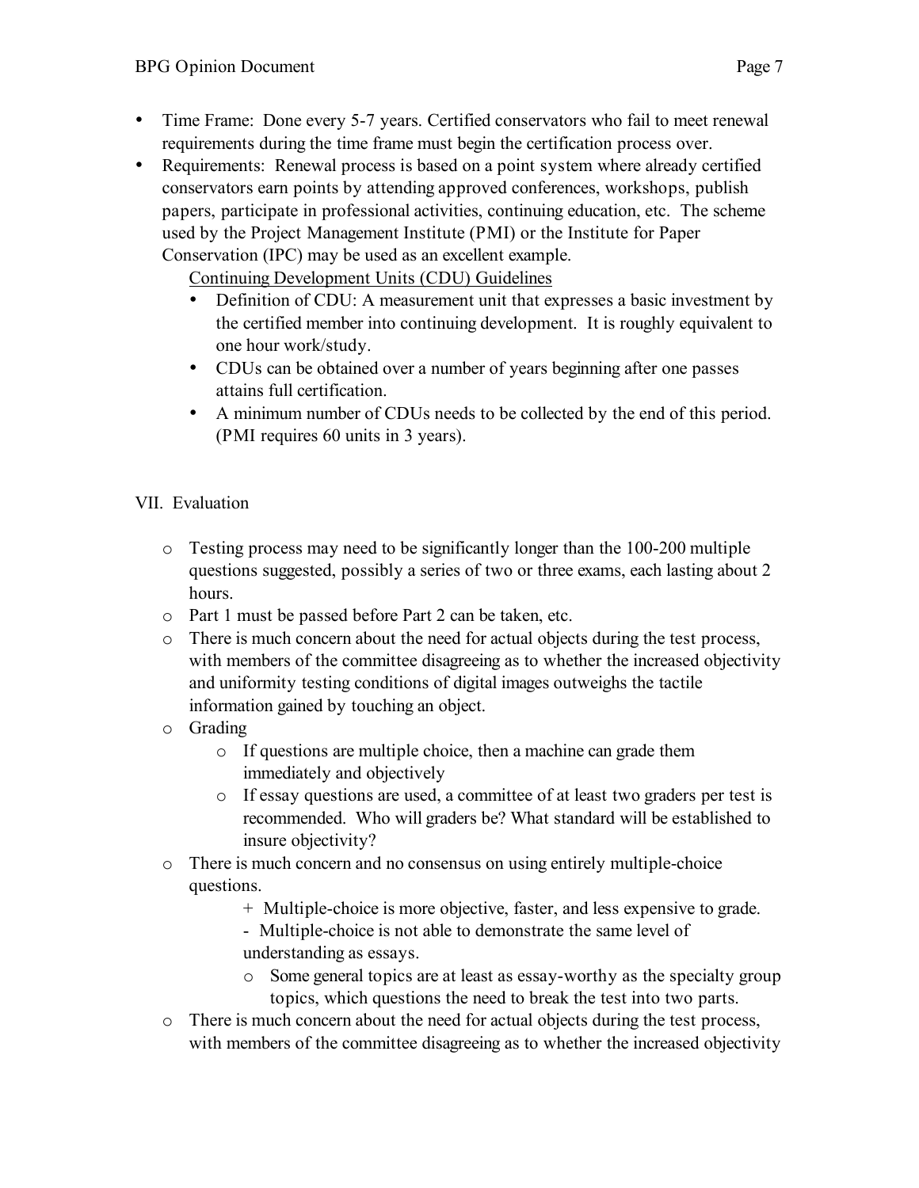- Time Frame: Done every 5-7 years. Certified conservators who fail to meet renewal requirements during the time frame must begin the certification process over.
- Requirements: Renewal process is based on a point system where already certified conservators earn points by attending approved conferences, workshops, publish papers, participate in professional activities, continuing education, etc. The scheme used by the Project Management Institute (PMI) or the Institute for Paper Conservation (IPC) may be used as an excellent example.

  <u>Continuing Development Units (CDU) Guidelines</u>

  - Definition of CDU: A measurement unit that expresses a basic investment by the certified member into continuing development. It is roughly equivalent to one hour work/study.
  - CDUs can be obtained over a number of years beginning after one passes attains full certification.
  - A minimum number of CDUs needs to be collected by the end of this period. (PMI requires 60 units in 3 years).

## VII. Evaluation

- Testing process may need to be significantly longer than the 100-200 multiple questions suggested, possibly a series of two or three exams, each lasting about 2 hours.
- Part 1 must be passed before Part 2 can be taken, etc.
- There is much concern about the need for actual objects during the test process, with members of the committee disagreeing as to whether the increased objectivity and uniformity testing conditions of digital images outweighs the tactile information gained by touching an object.
- Grading
  - If questions are multiple choice, then a machine can grade them immediately and objectively
  - If essay questions are used, a committee of at least two graders per test is recommended. Who will graders be? What standard will be established to insure objectivity?
- There is much concern and no consensus on using entirely multiple-choice questions.
  - \+ Multiple-choice is more objective, faster, and less expensive to grade.
  - \- Multiple-choice is not able to demonstrate the same level of understanding as essays.
  - Some general topics are at least as essay-worthy as the specialty group topics, which questions the need to break the test into two parts.
- There is much concern about the need for actual objects during the test process, with members of the committee disagreeing as to whether the increased objectivity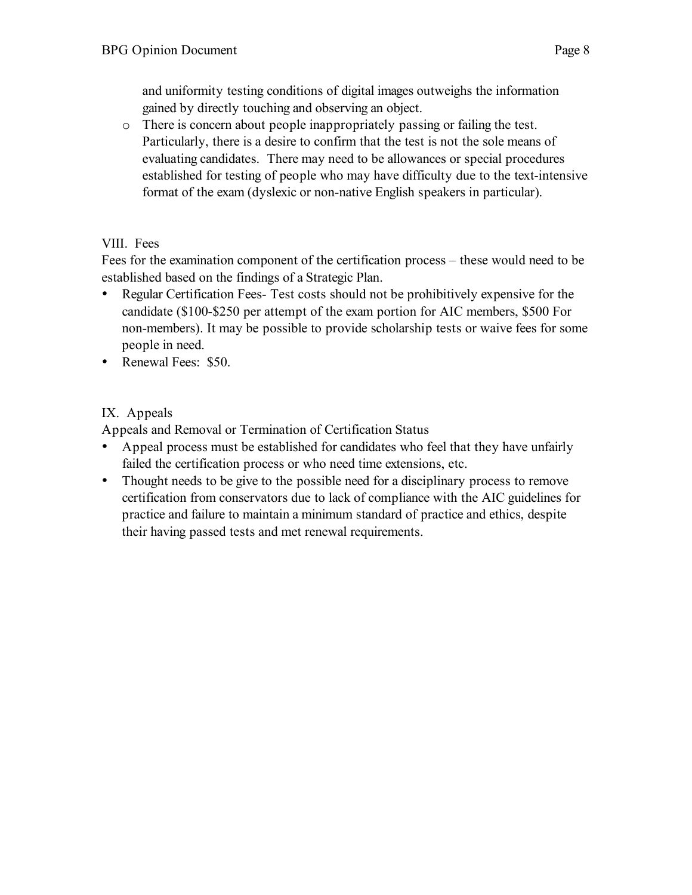and uniformity testing conditions of digital images outweighs the information gained by directly touching and observing an object.

- There is concern about people inappropriately passing or failing the test. Particularly, there is a desire to confirm that the test is not the sole means of evaluating candidates. There may need to be allowances or special procedures established for testing of people who may have difficulty due to the text-intensive format of the exam (dyslexic or non-native English speakers in particular).

## VIII. Fees

Fees for the examination component of the certification process – these would need to be established based on the findings of a Strategic Plan.

- Regular Certification Fees- Test costs should not be prohibitively expensive for the candidate ($100-$250 per attempt of the exam portion for AIC members, $500 For non-members). It may be possible to provide scholarship tests or waive fees for some people in need.
- Renewal Fees: $50.

## IX. Appeals

Appeals and Removal or Termination of Certification Status

- Appeal process must be established for candidates who feel that they have unfairly failed the certification process or who need time extensions, etc.
- Thought needs to be give to the possible need for a disciplinary process to remove certification from conservators due to lack of compliance with the AIC guidelines for practice and failure to maintain a minimum standard of practice and ethics, despite their having passed tests and met renewal requirements.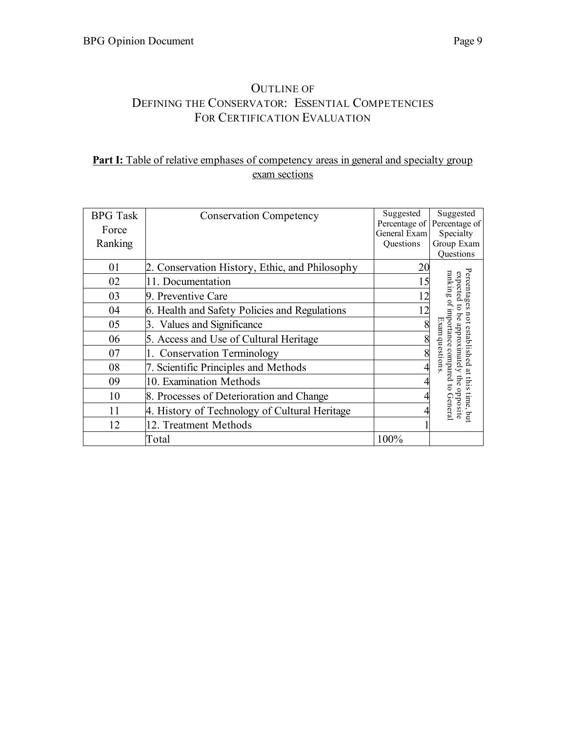## Outline of Defining the Conservator: Essential Competencies for Certification Evaluation

**Part I:** Table of relative emphases of competency areas in general and specialty group exam sections

| BPG Task Force Ranking | Conservation Competency | Suggested Percentage of General Exam Questions | Suggested Percentage of Specialty Group Exam Questions |
|---|---|---|---|
| 01 | 2. Conservation History, Ethic, and Philosophy | 20 | Percentages not established at this time, but expected to be approximately the opposite ranking of importance compared to General Exam questions. |
| 02 | 11. Documentation | 15 | |
| 03 | 9. Preventive Care | 12 | |
| 04 | 6. Health and Safety Policies and Regulations | 12 | |
| 05 | 3. Values and Significance | 8 | |
| 06 | 5. Access and Use of Cultural Heritage | 8 | |
| 07 | 1. Conservation Terminology | 8 | |
| 08 | 7. Scientific Principles and Methods | 4 | |
| 09 | 10. Examination Methods | 4 | |
| 10 | 8. Processes of Deterioration and Change | 4 | |
| 11 | 4. History of Technology of Cultural Heritage | 4 | |
| 12 | 12. Treatment Methods | 1 | |
| | Total | 100% | |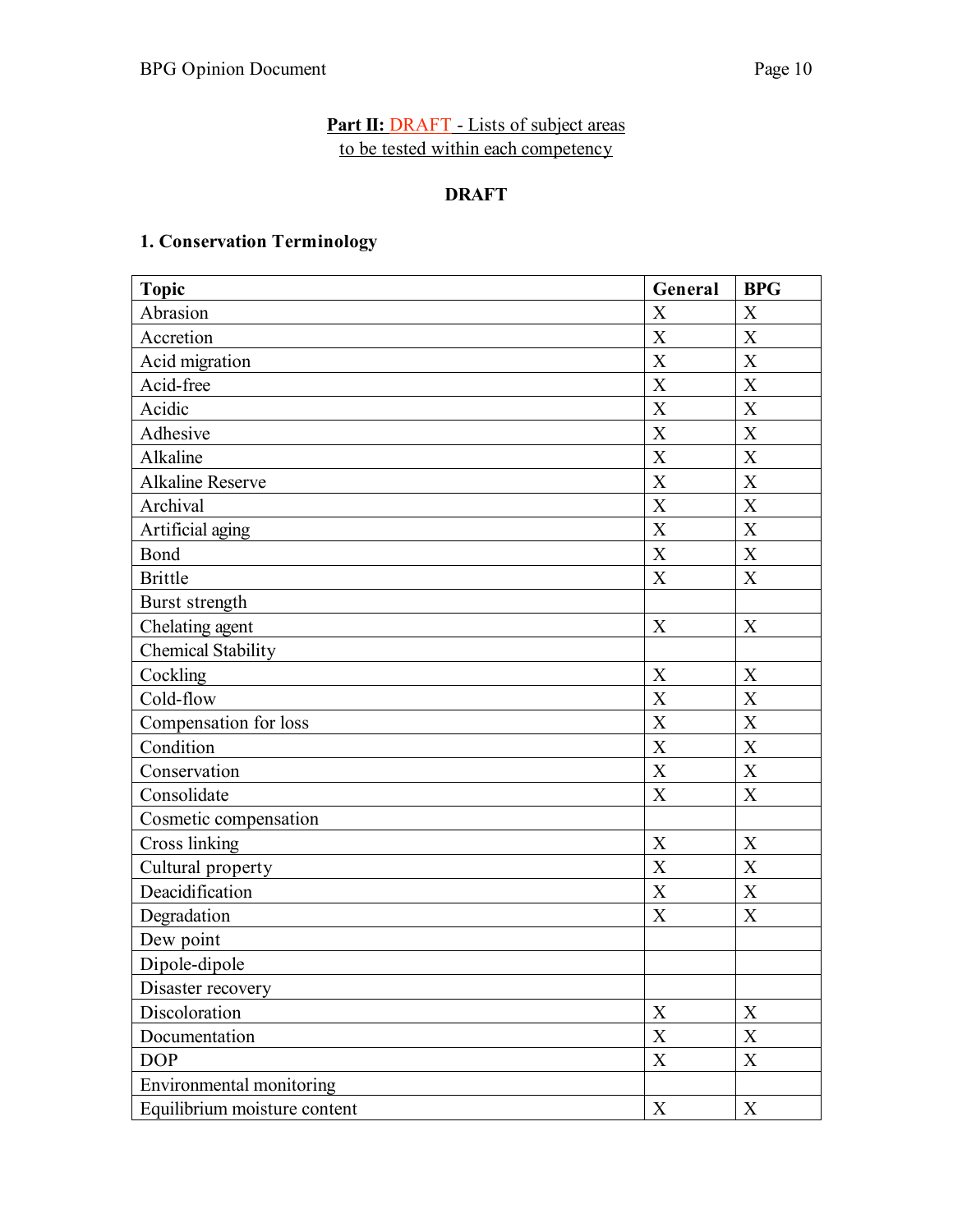**Part II:** DRAFT - Lists of subject areas to be tested within each competency

**DRAFT**

## 1. Conservation Terminology

| Topic | General | BPG |
|---|---|---|
| Abrasion | X | X |
| Accretion | X | X |
| Acid migration | X | X |
| Acid-free | X | X |
| Acidic | X | X |
| Adhesive | X | X |
| Alkaline | X | X |
| Alkaline Reserve | X | X |
| Archival | X | X |
| Artificial aging | X | X |
| Bond | X | X |
| Brittle | X | X |
| Burst strength | | |
| Chelating agent | X | X |
| Chemical Stability | | |
| Cockling | X | X |
| Cold-flow | X | X |
| Compensation for loss | X | X |
| Condition | X | X |
| Conservation | X | X |
| Consolidate | X | X |
| Cosmetic compensation | | |
| Cross linking | X | X |
| Cultural property | X | X |
| Deacidification | X | X |
| Degradation | X | X |
| Dew point | | |
| Dipole-dipole | | |
| Disaster recovery | | |
| Discoloration | X | X |
| Documentation | X | X |
| DOP | X | X |
| Environmental monitoring | | |
| Equilibrium moisture content | X | X |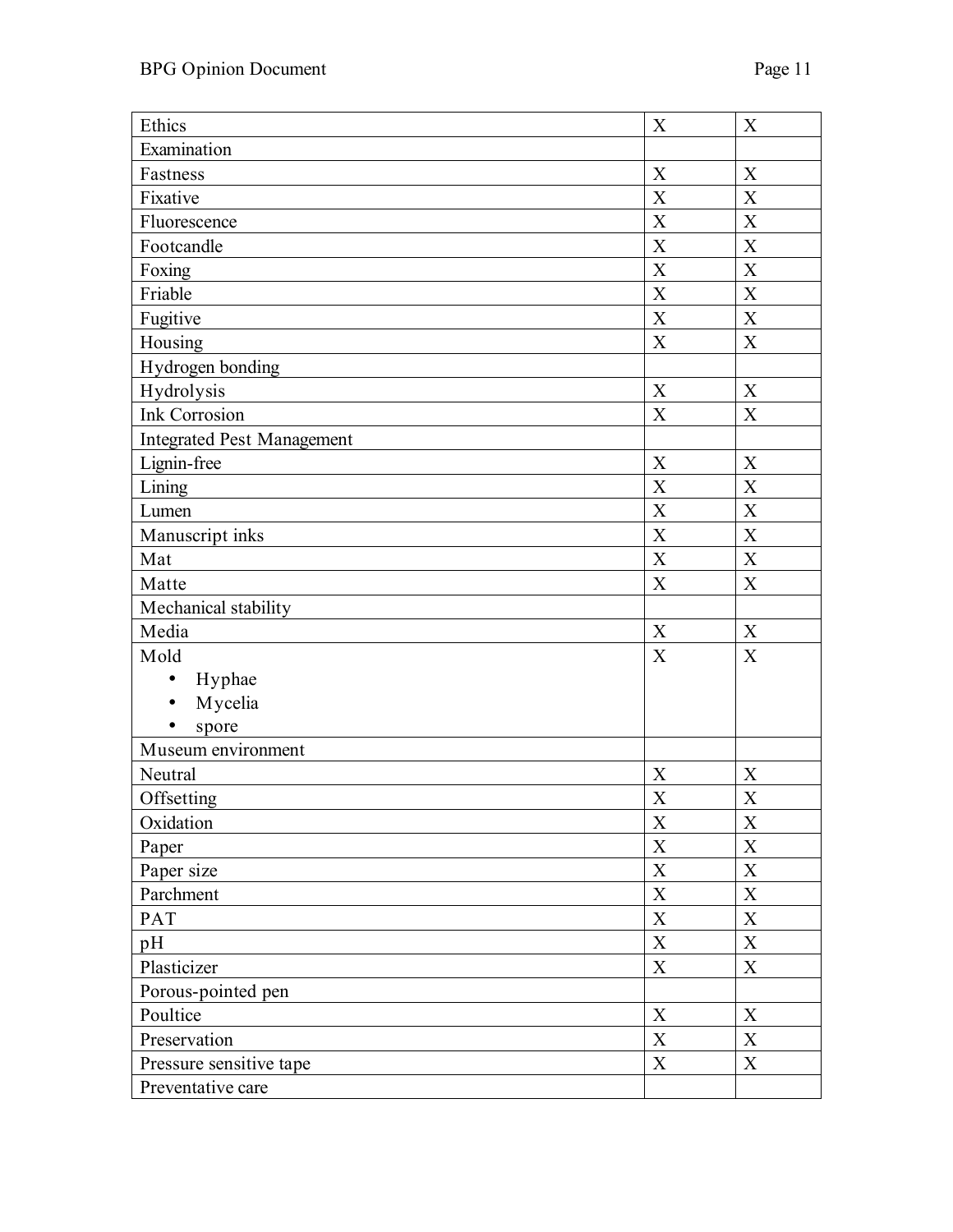| | | |
|---|---|---|
| Ethics | X | X |
| Examination | | |
| Fastness | X | X |
| Fixative | X | X |
| Fluorescence | X | X |
| Footcandle | X | X |
| Foxing | X | X |
| Friable | X | X |
| Fugitive | X | X |
| Housing | X | X |
| Hydrogen bonding | | |
| Hydrolysis | X | X |
| Ink Corrosion | X | X |
| Integrated Pest Management | | |
| Lignin-free | X | X |
| Lining | X | X |
| Lumen | X | X |
| Manuscript inks | X | X |
| Mat | X | X |
| Matte | X | X |
| Mechanical stability | | |
| Media | X | X |
| Mold<br>• Hyphae<br>• Mycelia<br>• spore | X | X |
| Museum environment | | |
| Neutral | X | X |
| Offsetting | X | X |
| Oxidation | X | X |
| Paper | X | X |
| Paper size | X | X |
| Parchment | X | X |
| PAT | X | X |
| pH | X | X |
| Plasticizer | X | X |
| Porous-pointed pen | | |
| Poultice | X | X |
| Preservation | X | X |
| Pressure sensitive tape | X | X |
| Preventative care | | |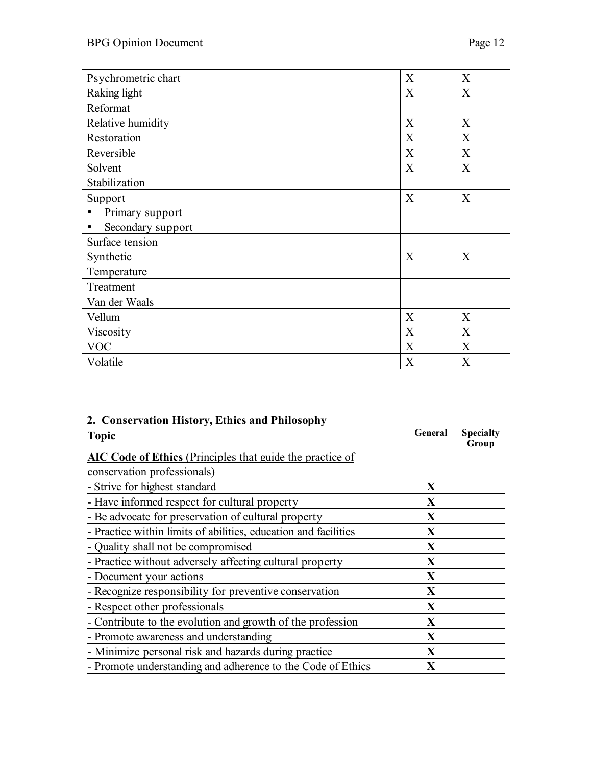| | | |
|---|---|---|
| Psychrometric chart | X | X |
| Raking light | X | X |
| Reformat | | |
| Relative humidity | X | X |
| Restoration | X | X |
| Reversible | X | X |
| Solvent | X | X |
| Stabilization | | |
| Support<br>• Primary support<br>• Secondary support | X | X |
| Surface tension | | |
| Synthetic | X | X |
| Temperature | | |
| Treatment | | |
| Van der Waals | | |
| Vellum | X | X |
| Viscosity | X | X |
| VOC | X | X |
| Volatile | X | X |

## 2. Conservation History, Ethics and Philosophy

| Topic | General | Specialty Group |
|---|---|---|
| **AIC Code of Ethics** (Principles that guide the practice of conservation professionals) | | |
| - Strive for highest standard | **X** | |
| - Have informed respect for cultural property | **X** | |
| - Be advocate for preservation of cultural property | **X** | |
| - Practice within limits of abilities, education and facilities | **X** | |
| - Quality shall not be compromised | **X** | |
| - Practice without adversely affecting cultural property | **X** | |
| - Document your actions | **X** | |
| - Recognize responsibility for preventive conservation | **X** | |
| - Respect other professionals | **X** | |
| - Contribute to the evolution and growth of the profession | **X** | |
| - Promote awareness and understanding | **X** | |
| - Minimize personal risk and hazards during practice | **X** | |
| - Promote understanding and adherence to the Code of Ethics | **X** | |
| | | |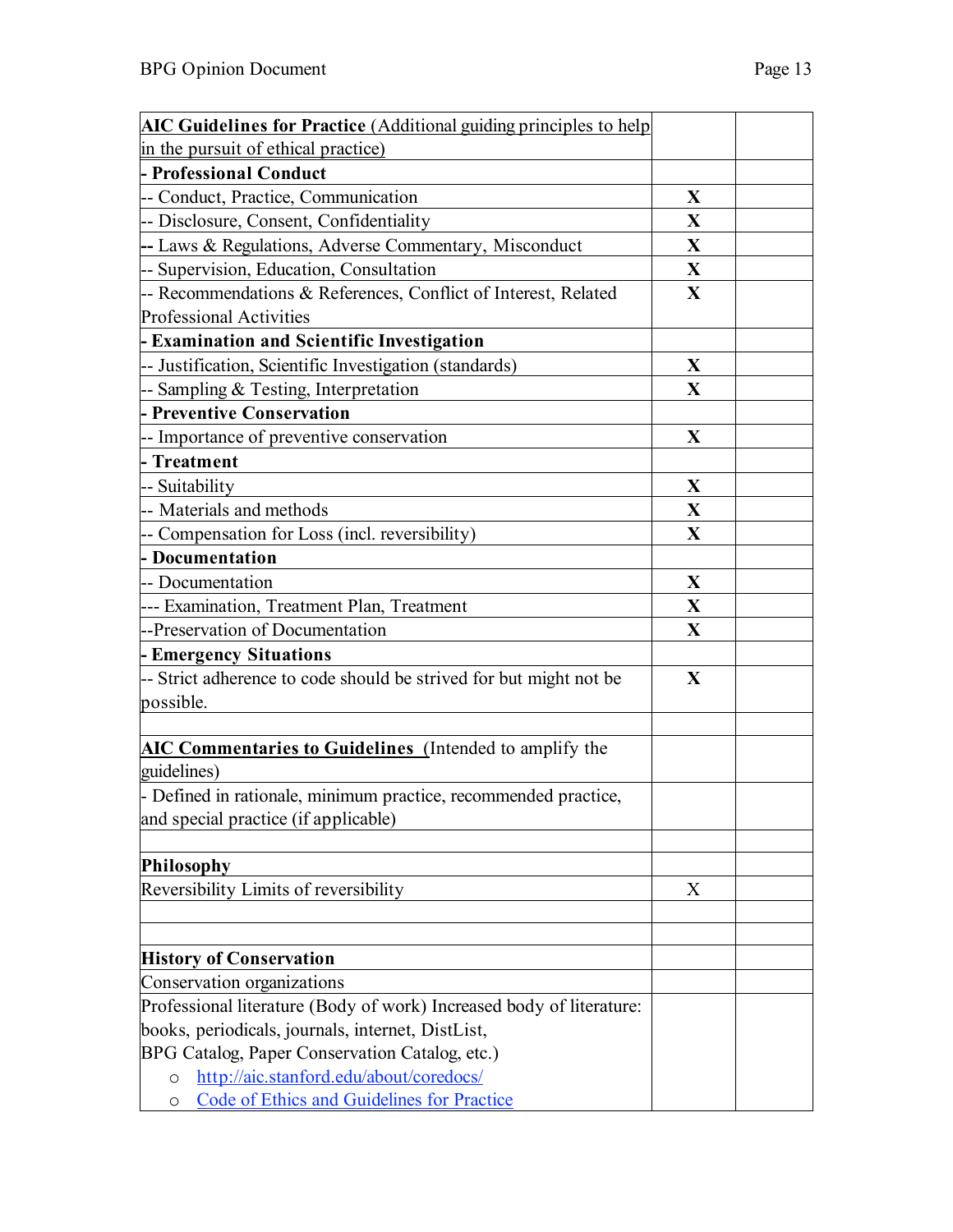| AIC Guidelines for Practice (Additional guiding principles to help in the pursuit of ethical practice) | | |
|---|---|---|
| **- Professional Conduct** | | |
| -- Conduct, Practice, Communication | **X** | |
| -- Disclosure, Consent, Confidentiality | **X** | |
| -- Laws & Regulations, Adverse Commentary, Misconduct | **X** | |
| -- Supervision, Education, Consultation | **X** | |
| -- Recommendations & References, Conflict of Interest, Related Professional Activities | **X** | |
| **- Examination and Scientific Investigation** | | |
| -- Justification, Scientific Investigation (standards) | **X** | |
| -- Sampling & Testing, Interpretation | **X** | |
| **- Preventive Conservation** | | |
| -- Importance of preventive conservation | **X** | |
| **- Treatment** | | |
| -- Suitability | **X** | |
| -- Materials and methods | **X** | |
| -- Compensation for Loss (incl. reversibility) | **X** | |
| **- Documentation** | | |
| -- Documentation | **X** | |
| --- Examination, Treatment Plan, Treatment | **X** | |
| --Preservation of Documentation | **X** | |
| **- Emergency Situations** | | |
| -- Strict adherence to code should be strived for but might not be possible. | **X** | |
| | | |
| **AIC Commentaries to Guidelines** (Intended to amplify the guidelines) | | |
| - Defined in rationale, minimum practice, recommended practice, and special practice (if applicable) | | |
| | | |
| **Philosophy** | | |
| Reversibility Limits of reversibility | X | |
| | | |
| | | |
| **History of Conservation** | | |
| Conservation organizations | | |
| Professional literature (Body of work) Increased body of literature: books, periodicals, journals, internet, DistList, BPG Catalog, Paper Conservation Catalog, etc.)<br>○ [http://aic.stanford.edu/about/coredocs/](http://aic.stanford.edu/about/coredocs/)<br>○ Code of Ethics and Guidelines for Practice | | |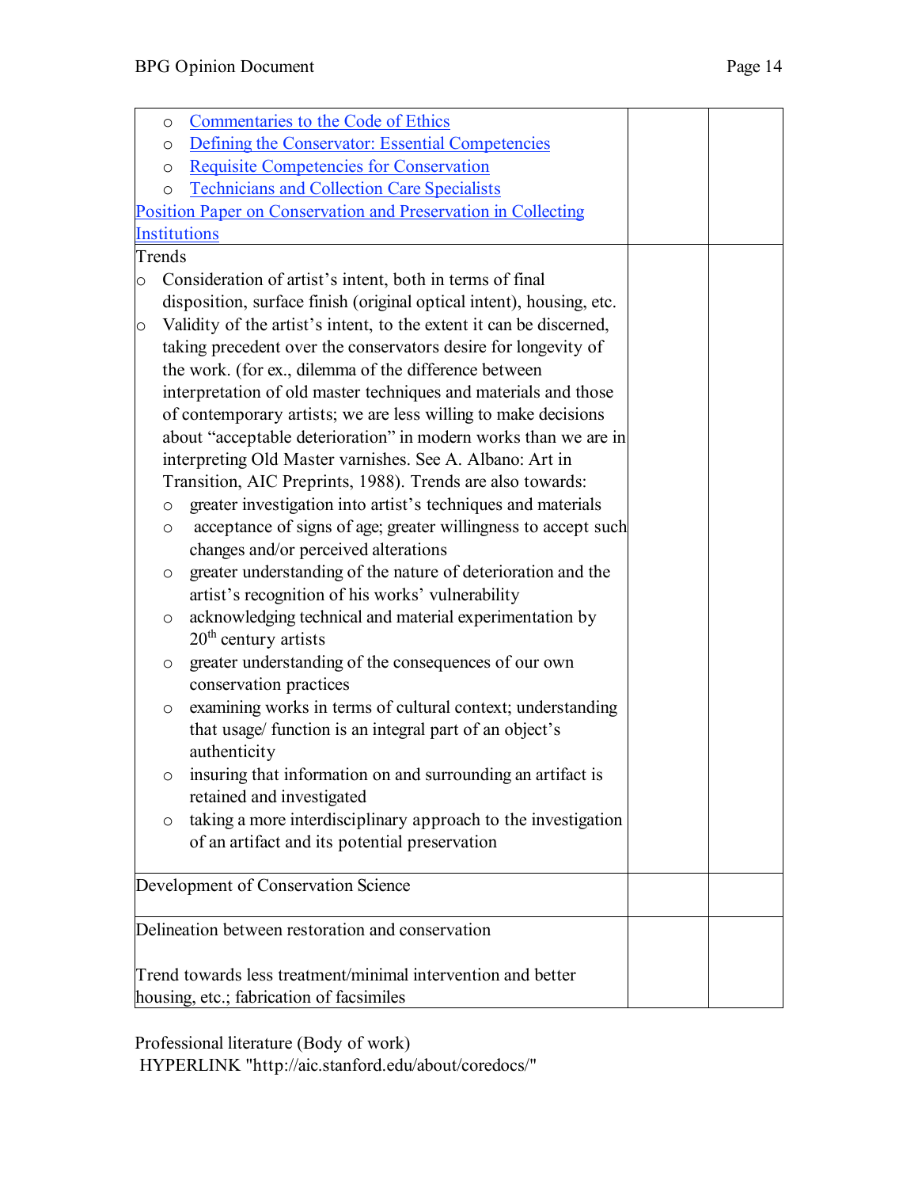| | | |
|---|---|---|
| ○ Commentaries to the Code of Ethics<br>○ Defining the Conservator: Essential Competencies<br>○ Requisite Competencies for Conservation<br>○ Technicians and Collection Care Specialists<br>Position Paper on Conservation and Preservation in Collecting Institutions | | |
| Trends<br>○ Consideration of artist's intent, both in terms of final disposition, surface finish (original optical intent), housing, etc.<br>○ Validity of the artist's intent, to the extent it can be discerned, taking precedent over the conservators desire for longevity of the work. (for ex., dilemma of the difference between interpretation of old master techniques and materials and those of contemporary artists; we are less willing to make decisions about "acceptable deterioration" in modern works than we are in interpreting Old Master varnishes. See A. Albano: Art in Transition, AIC Preprints, 1988). Trends are also towards:<br>  ○ greater investigation into artist's techniques and materials<br>  ○ acceptance of signs of age; greater willingness to accept such changes and/or perceived alterations<br>  ○ greater understanding of the nature of deterioration and the artist's recognition of his works' vulnerability<br>  ○ acknowledging technical and material experimentation by 20th century artists<br>  ○ greater understanding of the consequences of our own conservation practices<br>  ○ examining works in terms of cultural context; understanding that usage/ function is an integral part of an object's authenticity<br>  ○ insuring that information on and surrounding an artifact is retained and investigated<br>  ○ taking a more interdisciplinary approach to the investigation of an artifact and its potential preservation | | |
| Development of Conservation Science | | |
| Delineation between restoration and conservation<br><br>Trend towards less treatment/minimal intervention and better housing, etc.; fabrication of facsimiles | | |

Professional literature (Body of work)
HYPERLINK "http://aic.stanford.edu/about/coredocs/"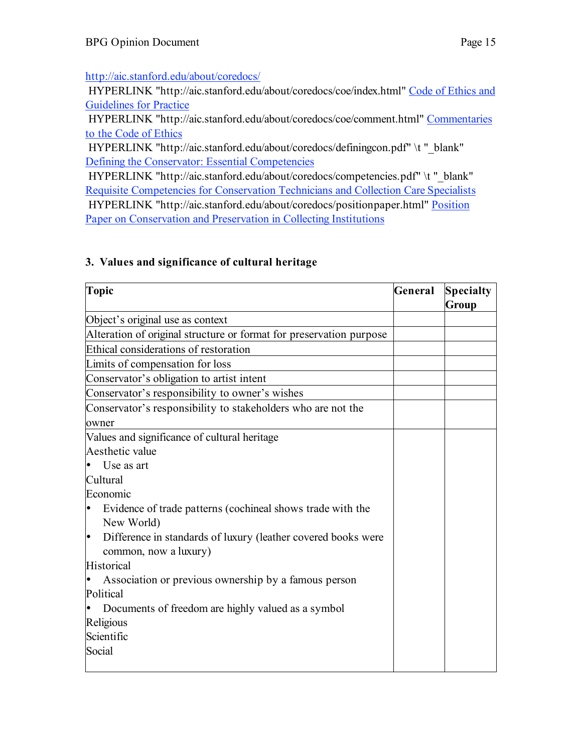http://aic.stanford.edu/about/coredocs/

HYPERLINK "http://aic.stanford.edu/about/coredocs/coe/index.html" Code of Ethics and Guidelines for Practice

HYPERLINK "http://aic.stanford.edu/about/coredocs/coe/comment.html" Commentaries to the Code of Ethics

HYPERLINK "http://aic.stanford.edu/about/coredocs/definingcon.pdf" \t "_blank" Defining the Conservator: Essential Competencies

HYPERLINK "http://aic.stanford.edu/about/coredocs/competencies.pdf" \t "_blank" Requisite Competencies for Conservation Technicians and Collection Care Specialists

HYPERLINK "http://aic.stanford.edu/about/coredocs/positionpaper.html" Position Paper on Conservation and Preservation in Collecting Institutions

## 3. Values and significance of cultural heritage

| Topic | General | Specialty Group |
|---|---|---|
| Object's original use as context | | |
| Alteration of original structure or format for preservation purpose | | |
| Ethical considerations of restoration | | |
| Limits of compensation for loss | | |
| Conservator's obligation to artist intent | | |
| Conservator's responsibility to owner's wishes | | |
| Conservator's responsibility to stakeholders who are not the owner | | |
| Values and significance of cultural heritage<br>Aesthetic value<br>• Use as art<br>Cultural<br>Economic<br>• Evidence of trade patterns (cochineal shows trade with the New World)<br>• Difference in standards of luxury (leather covered books were common, now a luxury)<br>Historical<br>• Association or previous ownership by a famous person<br>Political<br>• Documents of freedom are highly valued as a symbol<br>Religious<br>Scientific<br>Social | | |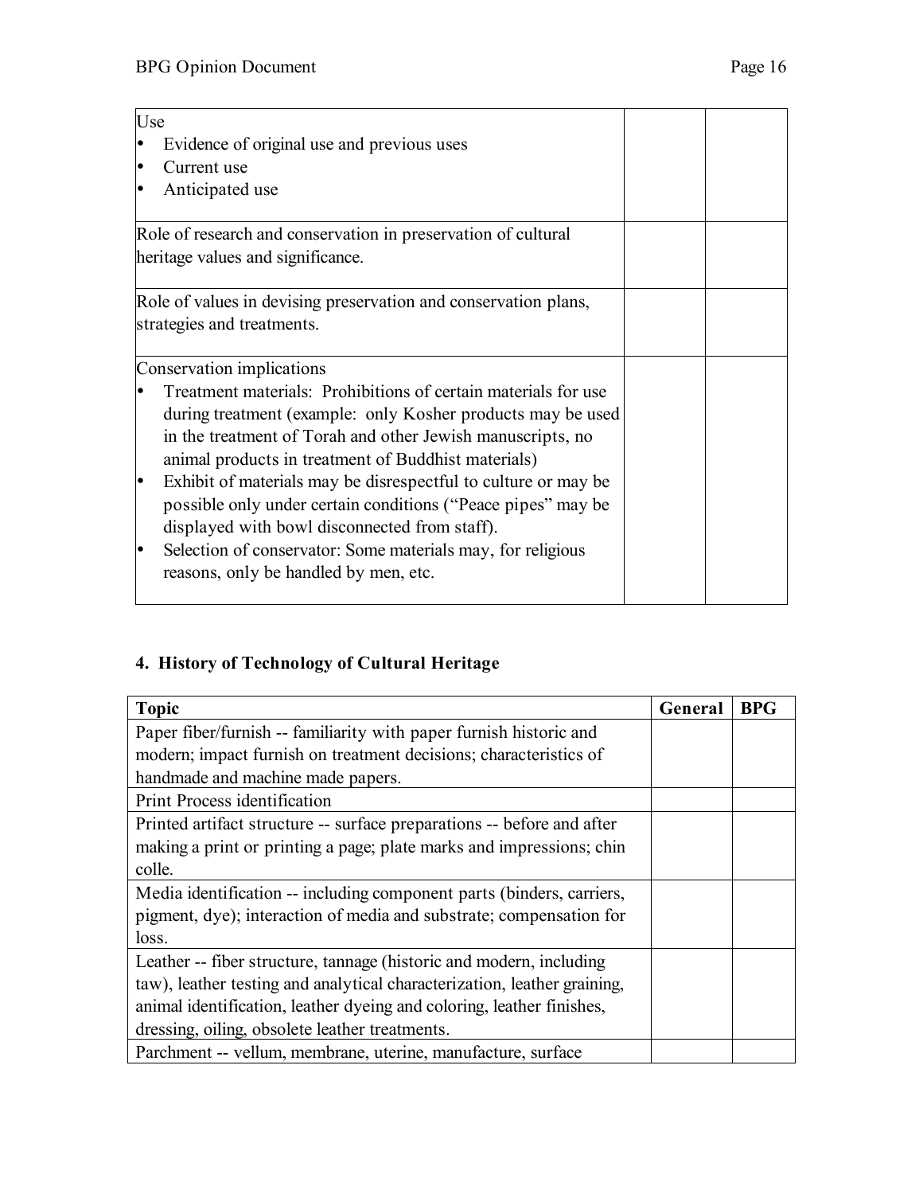| | | |
|---|---|---|
| Use<br>• Evidence of original use and previous uses<br>• Current use<br>• Anticipated use | | |
| Role of research and conservation in preservation of cultural heritage values and significance. | | |
| Role of values in devising preservation and conservation plans, strategies and treatments. | | |
| Conservation implications<br>• Treatment materials: Prohibitions of certain materials for use during treatment (example: only Kosher products may be used in the treatment of Torah and other Jewish manuscripts, no animal products in treatment of Buddhist materials)<br>• Exhibit of materials may be disrespectful to culture or may be possible only under certain conditions ("Peace pipes" may be displayed with bowl disconnected from staff).<br>• Selection of conservator: Some materials may, for religious reasons, only be handled by men, etc. | | |

## 4. History of Technology of Cultural Heritage

| Topic | General | BPG |
|---|---|---|
| Paper fiber/furnish -- familiarity with paper furnish historic and modern; impact furnish on treatment decisions; characteristics of handmade and machine made papers. | | |
| Print Process identification | | |
| Printed artifact structure -- surface preparations -- before and after making a print or printing a page; plate marks and impressions; chin colle. | | |
| Media identification -- including component parts (binders, carriers, pigment, dye); interaction of media and substrate; compensation for loss. | | |
| Leather -- fiber structure, tannage (historic and modern, including taw), leather testing and analytical characterization, leather graining, animal identification, leather dyeing and coloring, leather finishes, dressing, oiling, obsolete leather treatments. | | |
| Parchment -- vellum, membrane, uterine, manufacture, surface | | |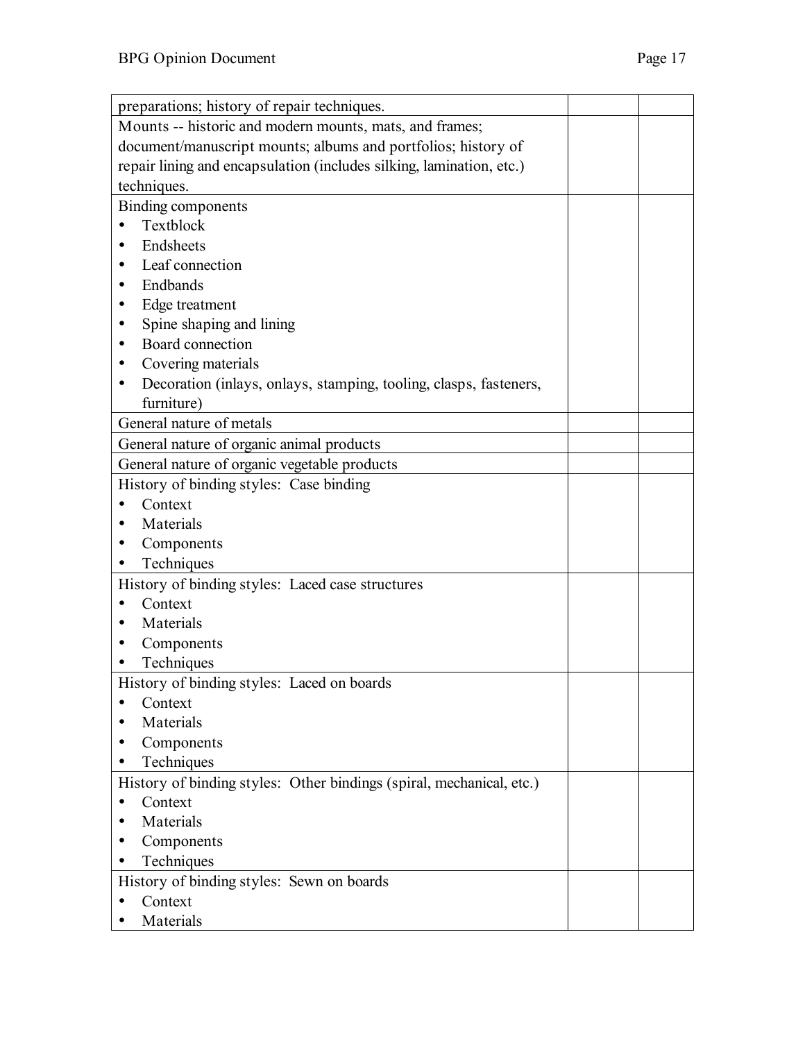| | | |
|---|---|---|
| preparations; history of repair techniques. | | |
| Mounts -- historic and modern mounts, mats, and frames; document/manuscript mounts; albums and portfolios; history of repair lining and encapsulation (includes silking, lamination, etc.) techniques. | | |
| Binding components<br>• Textblock<br>• Endsheets<br>• Leaf connection<br>• Endbands<br>• Edge treatment<br>• Spine shaping and lining<br>• Board connection<br>• Covering materials<br>• Decoration (inlays, onlays, stamping, tooling, clasps, fasteners, furniture) | | |
| General nature of metals | | |
| General nature of organic animal products | | |
| General nature of organic vegetable products | | |
| History of binding styles: Case binding<br>• Context<br>• Materials<br>• Components<br>• Techniques | | |
| History of binding styles: Laced case structures<br>• Context<br>• Materials<br>• Components<br>• Techniques | | |
| History of binding styles: Laced on boards<br>• Context<br>• Materials<br>• Components<br>• Techniques | | |
| History of binding styles: Other bindings (spiral, mechanical, etc.)<br>• Context<br>• Materials<br>• Components<br>• Techniques | | |
| History of binding styles: Sewn on boards<br>• Context<br>• Materials | | |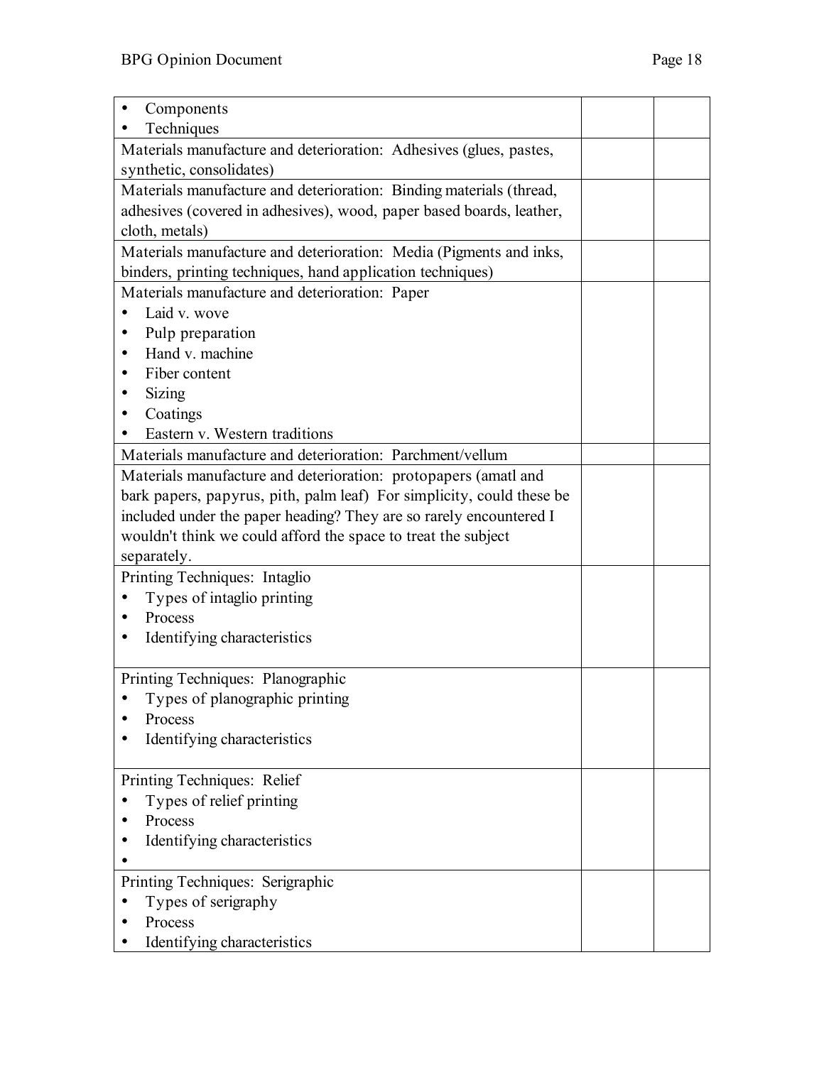| | | |
|---|---|---|
| • Components<br>• Techniques | | |
| Materials manufacture and deterioration: Adhesives (glues, pastes, synthetic, consolidates) | | |
| Materials manufacture and deterioration: Binding materials (thread, adhesives (covered in adhesives), wood, paper based boards, leather, cloth, metals) | | |
| Materials manufacture and deterioration: Media (Pigments and inks, binders, printing techniques, hand application techniques) | | |
| Materials manufacture and deterioration: Paper<br>• Laid v. wove<br>• Pulp preparation<br>• Hand v. machine<br>• Fiber content<br>• Sizing<br>• Coatings<br>• Eastern v. Western traditions | | |
| Materials manufacture and deterioration: Parchment/vellum | | |
| Materials manufacture and deterioration: protopapers (amatl and bark papers, papyrus, pith, palm leaf) For simplicity, could these be included under the paper heading? They are so rarely encountered I wouldn't think we could afford the space to treat the subject separately. | | |
| Printing Techniques: Intaglio<br>• Types of intaglio printing<br>• Process<br>• Identifying characteristics | | |
| Printing Techniques: Planographic<br>• Types of planographic printing<br>• Process<br>• Identifying characteristics | | |
| Printing Techniques: Relief<br>• Types of relief printing<br>• Process<br>• Identifying characteristics<br>• | | |
| Printing Techniques: Serigraphic<br>• Types of serigraphy<br>• Process<br>• Identifying characteristics | | |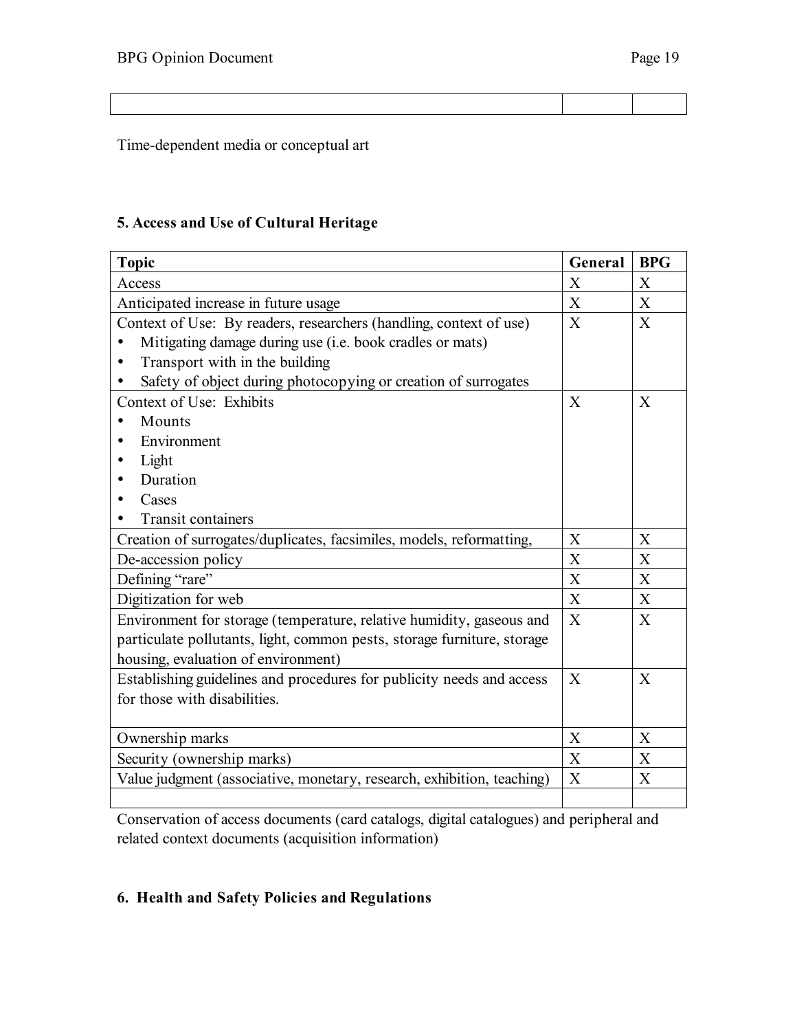| | | |
|---|---|---|
| | | |

Time-dependent media or conceptual art

## 5. Access and Use of Cultural Heritage

| Topic | General | BPG |
|---|---|---|
| Access | X | X |
| Anticipated increase in future usage | X | X |
| Context of Use: By readers, researchers (handling, context of use)<br>• Mitigating damage during use (i.e. book cradles or mats)<br>• Transport with in the building<br>• Safety of object during photocopying or creation of surrogates | X | X |
| Context of Use: Exhibits<br>• Mounts<br>• Environment<br>• Light<br>• Duration<br>• Cases<br>• Transit containers | X | X |
| Creation of surrogates/duplicates, facsimiles, models, reformatting, | X | X |
| De-accession policy | X | X |
| Defining "rare" | X | X |
| Digitization for web | X | X |
| Environment for storage (temperature, relative humidity, gaseous and particulate pollutants, light, common pests, storage furniture, storage housing, evaluation of environment) | X | X |
| Establishing guidelines and procedures for publicity needs and access for those with disabilities. | X | X |
| Ownership marks | X | X |
| Security (ownership marks) | X | X |
| Value judgment (associative, monetary, research, exhibition, teaching) | X | X |
| | | |

Conservation of access documents (card catalogs, digital catalogues) and peripheral and related context documents (acquisition information)

## 6. Health and Safety Policies and Regulations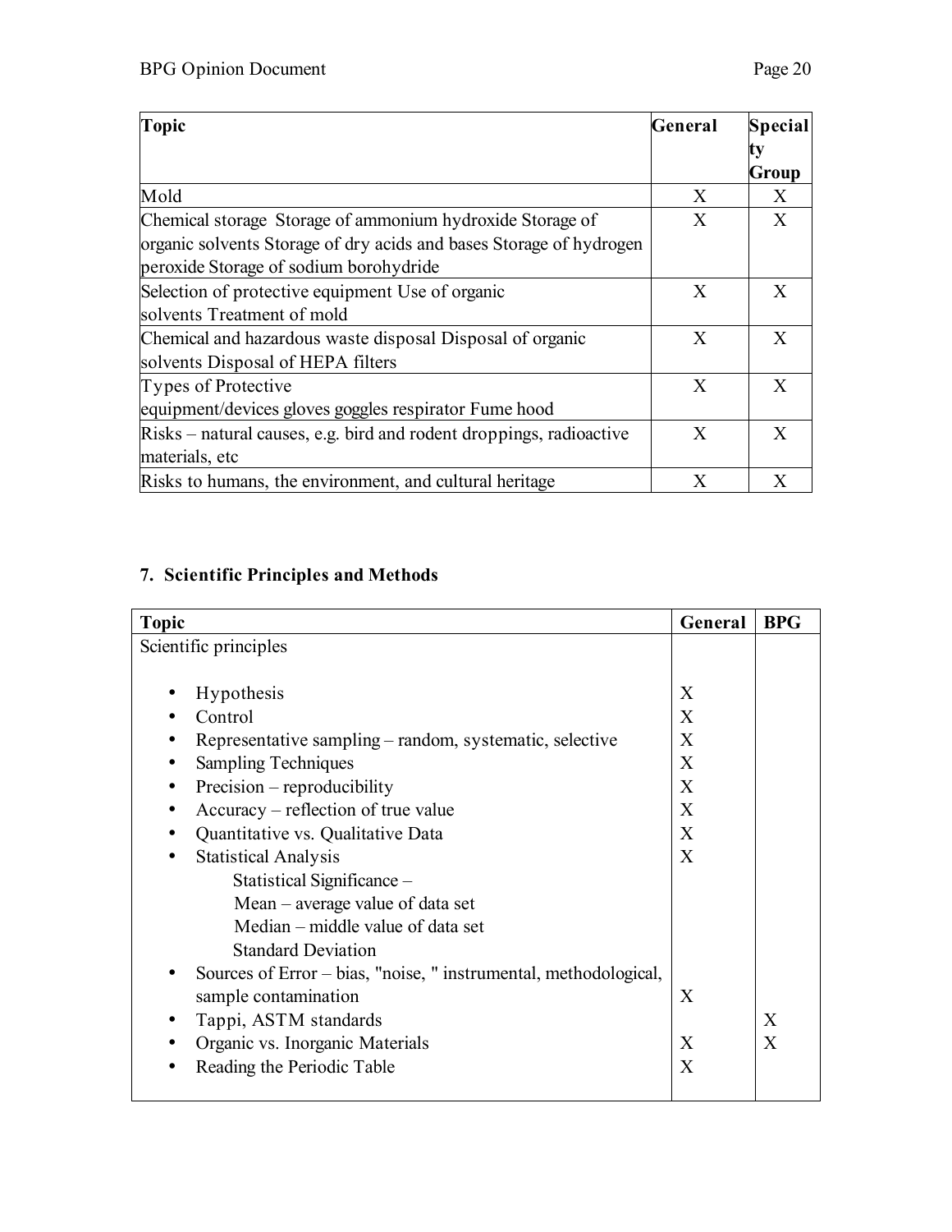| Topic | General | Specialty Group |
|---|---|---|
| Mold | X | X |
| Chemical storage Storage of ammonium hydroxide Storage of organic solvents Storage of dry acids and bases Storage of hydrogen peroxide Storage of sodium borohydride | X | X |
| Selection of protective equipment Use of organic solvents Treatment of mold | X | X |
| Chemical and hazardous waste disposal Disposal of organic solvents Disposal of HEPA filters | X | X |
| Types of Protective equipment/devices gloves goggles respirator Fume hood | X | X |
| Risks – natural causes, e.g. bird and rodent droppings, radioactive materials, etc | X | X |
| Risks to humans, the environment, and cultural heritage | X | X |

## 7. Scientific Principles and Methods

| Topic | General | BPG |
|---|---|---|
| Scientific principles | | |
| • Hypothesis | X | |
| • Control | X | |
| • Representative sampling – random, systematic, selective | X | |
| • Sampling Techniques | X | |
| • Precision – reproducibility | X | |
| • Accuracy – reflection of true value | X | |
| • Quantitative vs. Qualitative Data | X | |
| • Statistical Analysis | X | |
| Statistical Significance – | | |
| Mean – average value of data set | | |
| Median – middle value of data set | | |
| Standard Deviation | | |
| • Sources of Error – bias, "noise, " instrumental, methodological, sample contamination | X | |
| • Tappi, ASTM standards | | X |
| • Organic vs. Inorganic Materials | X | X |
| • Reading the Periodic Table | X | |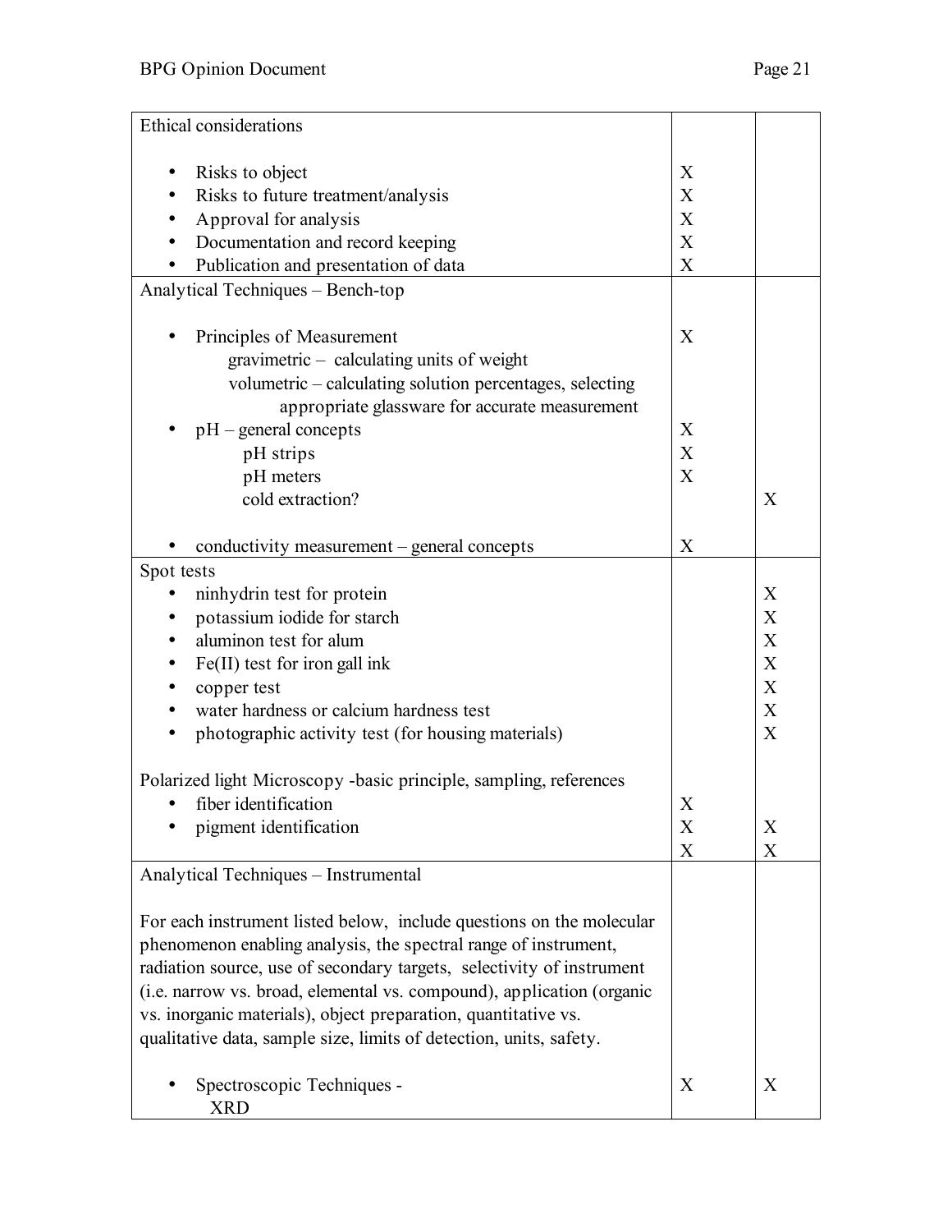| | | |
|---|---|---|
| Ethical considerations | | |
| • Risks to object | X | |
| • Risks to future treatment/analysis | X | |
| • Approval for analysis | X | |
| • Documentation and record keeping | X | |
| • Publication and presentation of data | X | |
| Analytical Techniques – Bench-top | | |
| • Principles of Measurement | X | |
| gravimetric – calculating units of weight | | |
| volumetric – calculating solution percentages, selecting appropriate glassware for accurate measurement | | |
| • pH – general concepts | X | |
| pH strips | X | |
| pH meters | X | |
| cold extraction? | | X |
| • conductivity measurement – general concepts | X | |
| Spot tests | | |
| • ninhydrin test for protein | | X |
| • potassium iodide for starch | | X |
| • aluminon test for alum | | X |
| • Fe(II) test for iron gall ink | | X |
| • copper test | | X |
| • water hardness or calcium hardness test | | X |
| • photographic activity test (for housing materials) | | X |
| Polarized light Microscopy -basic principle, sampling, references | | |
| • fiber identification | X | |
| • pigment identification | X | X |
| | X | X |
| Analytical Techniques – Instrumental | | |
| For each instrument listed below, include questions on the molecular phenomenon enabling analysis, the spectral range of instrument, radiation source, use of secondary targets, selectivity of instrument (i.e. narrow vs. broad, elemental vs. compound), application (organic vs. inorganic materials), object preparation, quantitative vs. qualitative data, sample size, limits of detection, units, safety. | | |
| • Spectroscopic Techniques - XRD | X | X |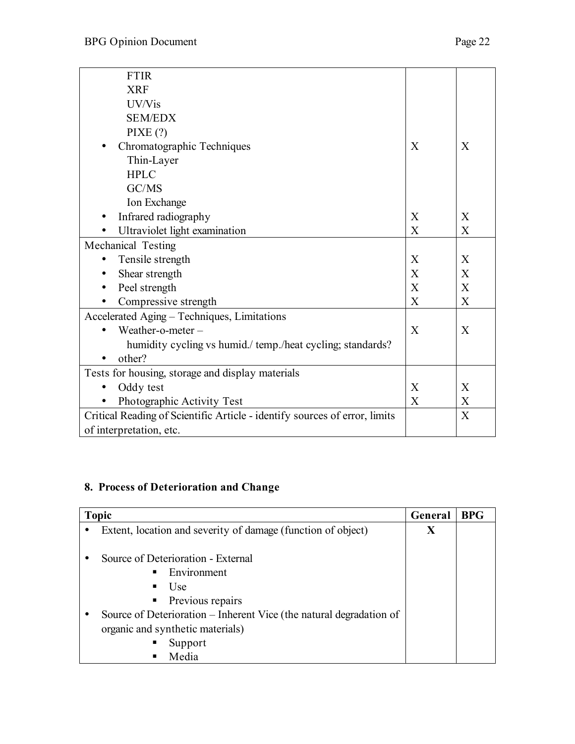| | | |
|---|---|---|
| FTIR<br>XRF<br>UV/Vis<br>SEM/EDX<br>PIXE (?) | | |
| • Chromatographic Techniques<br>Thin-Layer<br>HPLC<br>GC/MS<br>Ion Exchange | X | X |
| • Infrared radiography | X | X |
| • Ultraviolet light examination | X | X |
| Mechanical Testing | | |
| • Tensile strength | X | X |
| • Shear strength | X | X |
| • Peel strength | X | X |
| • Compressive strength | X | X |
| Accelerated Aging – Techniques, Limitations | | |
| • Weather-o-meter – humidity cycling vs humid./ temp./heat cycling; standards? | X | X |
| • other? | | |
| Tests for housing, storage and display materials | | |
| • Oddy test | X | X |
| • Photographic Activity Test | X | X |
| Critical Reading of Scientific Article - identify sources of error, limits of interpretation, etc. | | X |

## 8. Process of Deterioration and Change

| Topic | General | BPG |
|---|---|---|
| • Extent, location and severity of damage (function of object) | **X** | |
| • Source of Deterioration - External<br>▪ Environment<br>▪ Use<br>▪ Previous repairs | | |
| • Source of Deterioration – Inherent Vice (the natural degradation of organic and synthetic materials)<br>▪ Support<br>▪ Media | | |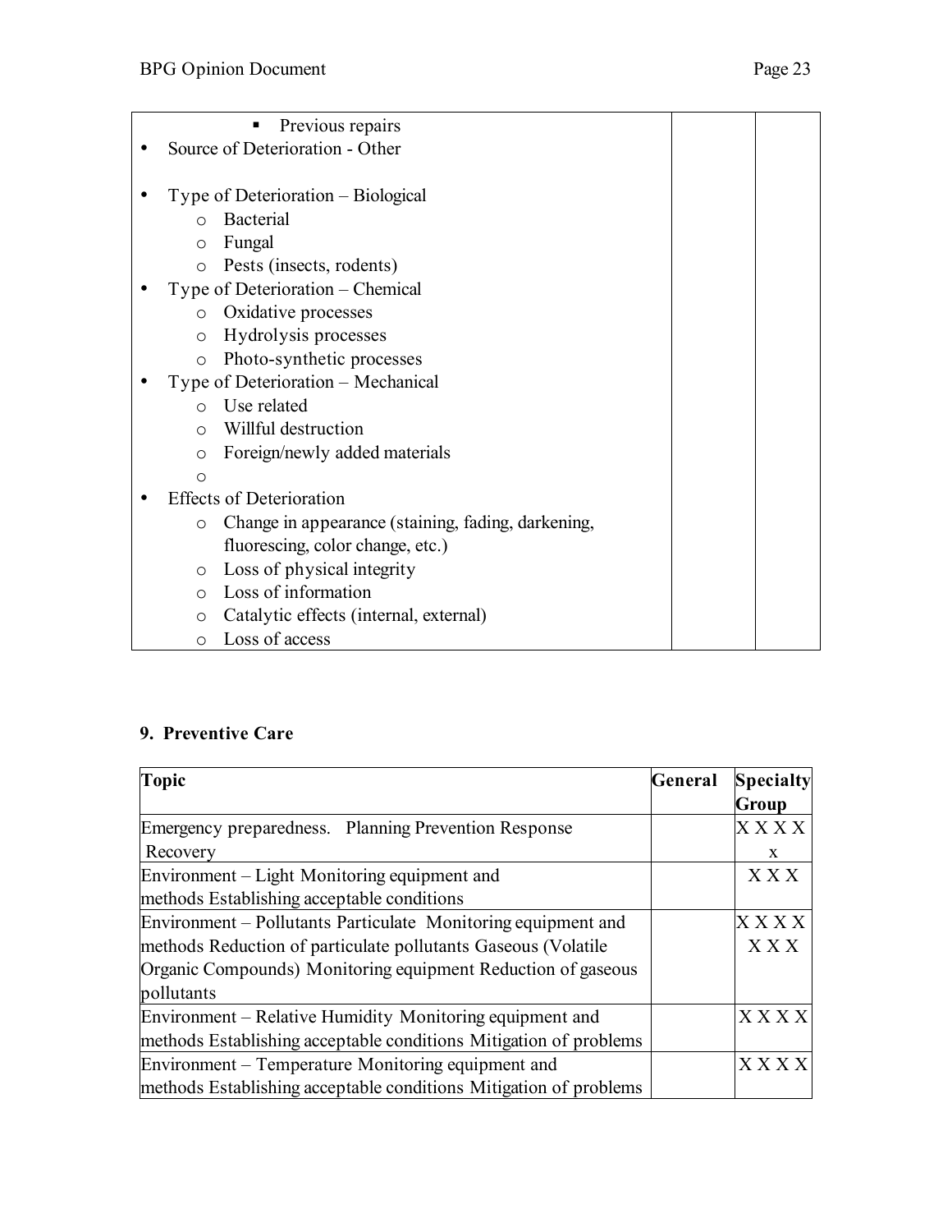| | | |
|---|---|---|
| ▪ Previous repairs<br>• Source of Deterioration - Other<br><br>• Type of Deterioration – Biological<br>  o Bacterial<br>  o Fungal<br>  o Pests (insects, rodents)<br>• Type of Deterioration – Chemical<br>  o Oxidative processes<br>  o Hydrolysis processes<br>  o Photo-synthetic processes<br>• Type of Deterioration – Mechanical<br>  o Use related<br>  o Willful destruction<br>  o Foreign/newly added materials<br>  o<br>• Effects of Deterioration<br>  o Change in appearance (staining, fading, darkening, fluorescing, color change, etc.)<br>  o Loss of physical integrity<br>  o Loss of information<br>  o Catalytic effects (internal, external)<br>  o Loss of access | | |

**9. Preventive Care**

| Topic | General | Specialty Group |
|---|---|---|
| Emergency preparedness. Planning Prevention Response Recovery | | X X X X x |
| Environment – Light Monitoring equipment and methods Establishing acceptable conditions | | X X X |
| Environment – Pollutants Particulate Monitoring equipment and methods Reduction of particulate pollutants Gaseous (Volatile Organic Compounds) Monitoring equipment Reduction of gaseous pollutants | | X X X X X X X |
| Environment – Relative Humidity Monitoring equipment and methods Establishing acceptable conditions Mitigation of problems | | X X X X |
| Environment – Temperature Monitoring equipment and methods Establishing acceptable conditions Mitigation of problems | | X X X X |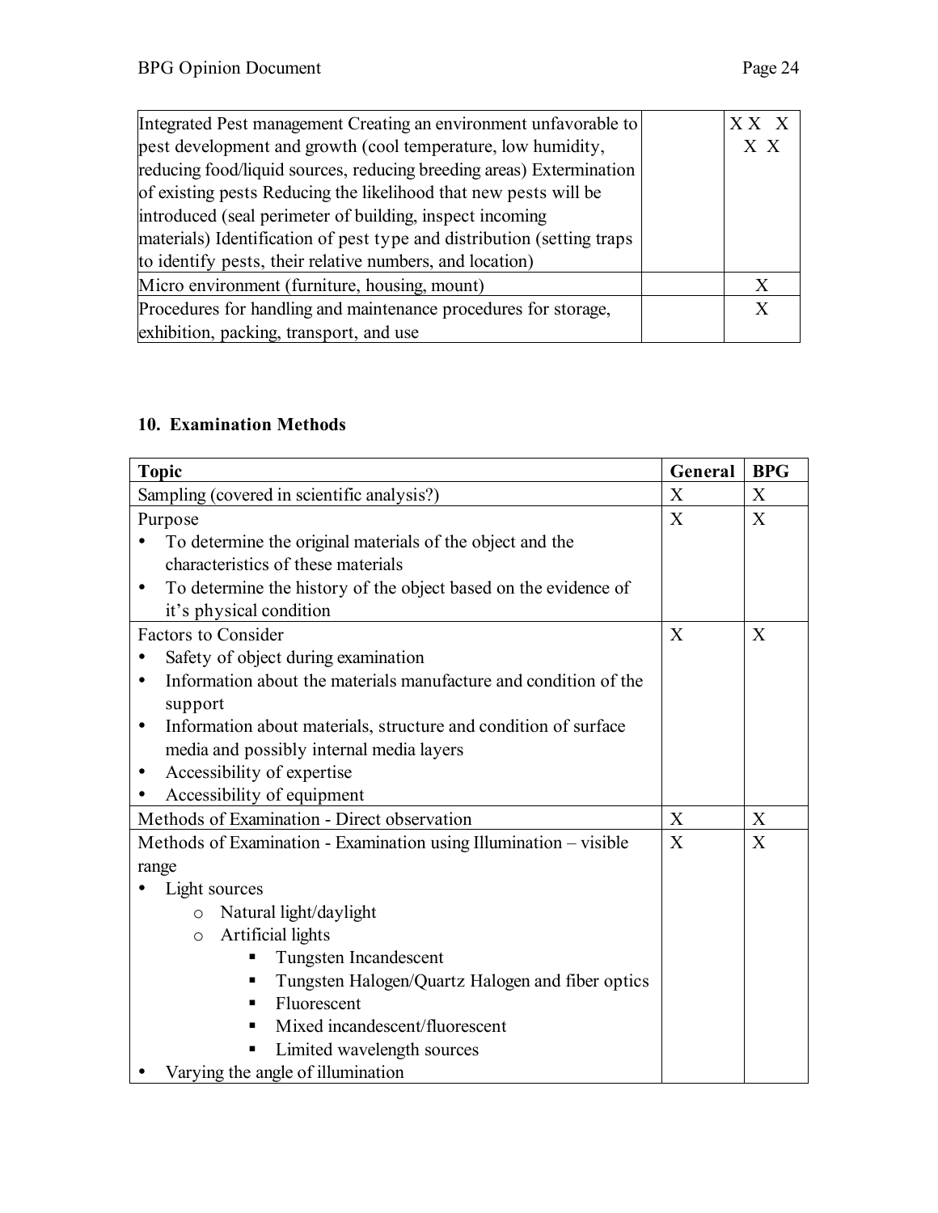| | | |
|---|---|---|
| Integrated Pest management Creating an environment unfavorable to pest development and growth (cool temperature, low humidity, reducing food/liquid sources, reducing breeding areas) Extermination of existing pests Reducing the likelihood that new pests will be introduced (seal perimeter of building, inspect incoming materials) Identification of pest type and distribution (setting traps to identify pests, their relative numbers, and location) | | X X X X X |
| Micro environment (furniture, housing, mount) | | X |
| Procedures for handling and maintenance procedures for storage, exhibition, packing, transport, and use | | X |

## 10. Examination Methods

| Topic | General | BPG |
|---|---|---|
| Sampling (covered in scientific analysis?) | X | X |
| Purpose<br>• To determine the original materials of the object and the characteristics of these materials<br>• To determine the history of the object based on the evidence of it's physical condition | X | X |
| Factors to Consider<br>• Safety of object during examination<br>• Information about the materials manufacture and condition of the support<br>• Information about materials, structure and condition of surface media and possibly internal media layers<br>• Accessibility of expertise<br>• Accessibility of equipment | X | X |
| Methods of Examination - Direct observation | X | X |
| Methods of Examination - Examination using Illumination – visible range<br>• Light sources<br>  o Natural light/daylight<br>  o Artificial lights<br>    ▪ Tungsten Incandescent<br>    ▪ Tungsten Halogen/Quartz Halogen and fiber optics<br>    ▪ Fluorescent<br>    ▪ Mixed incandescent/fluorescent<br>    ▪ Limited wavelength sources<br>• Varying the angle of illumination | X | X |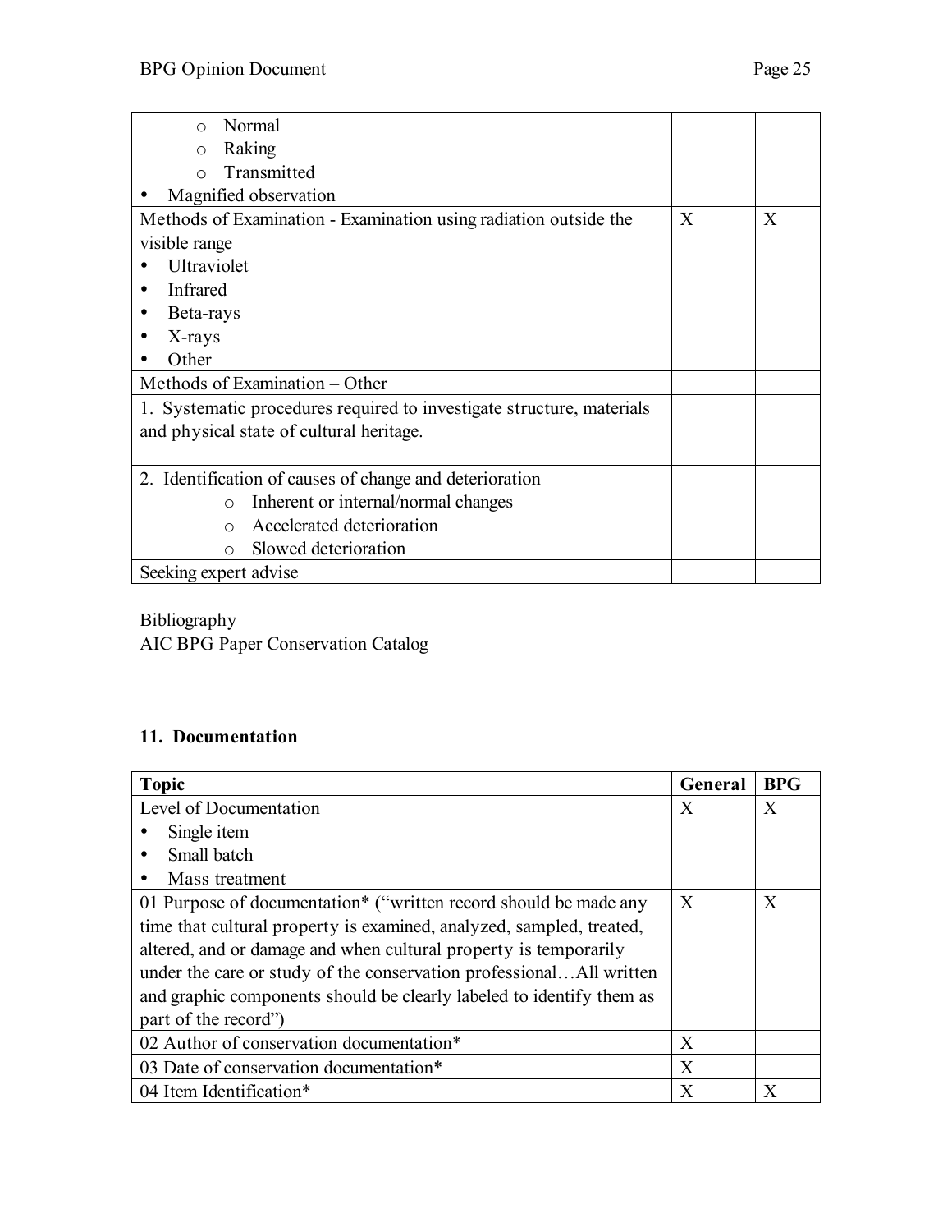| | | |
|---|---|---|
| ○ Normal<br>○ Raking<br>○ Transmitted<br>• Magnified observation | | |
| Methods of Examination - Examination using radiation outside the visible range<br>• Ultraviolet<br>• Infrared<br>• Beta-rays<br>• X-rays<br>• Other | X | X |
| Methods of Examination – Other | | |
| 1. Systematic procedures required to investigate structure, materials and physical state of cultural heritage. | | |
| 2. Identification of causes of change and deterioration<br>○ Inherent or internal/normal changes<br>○ Accelerated deterioration<br>○ Slowed deterioration | | |
| Seeking expert advise | | |

Bibliography
AIC BPG Paper Conservation Catalog

## 11. Documentation

| **Topic** | **General** | **BPG** |
|---|---|---|
| Level of Documentation<br>• Single item<br>• Small batch<br>• Mass treatment | X | X |
| 01 Purpose of documentation* ("written record should be made any time that cultural property is examined, analyzed, sampled, treated, altered, and or damage and when cultural property is temporarily under the care or study of the conservation professional…All written and graphic components should be clearly labeled to identify them as part of the record") | X | X |
| 02 Author of conservation documentation* | X | |
| 03 Date of conservation documentation* | X | |
| 04 Item Identification* | X | X |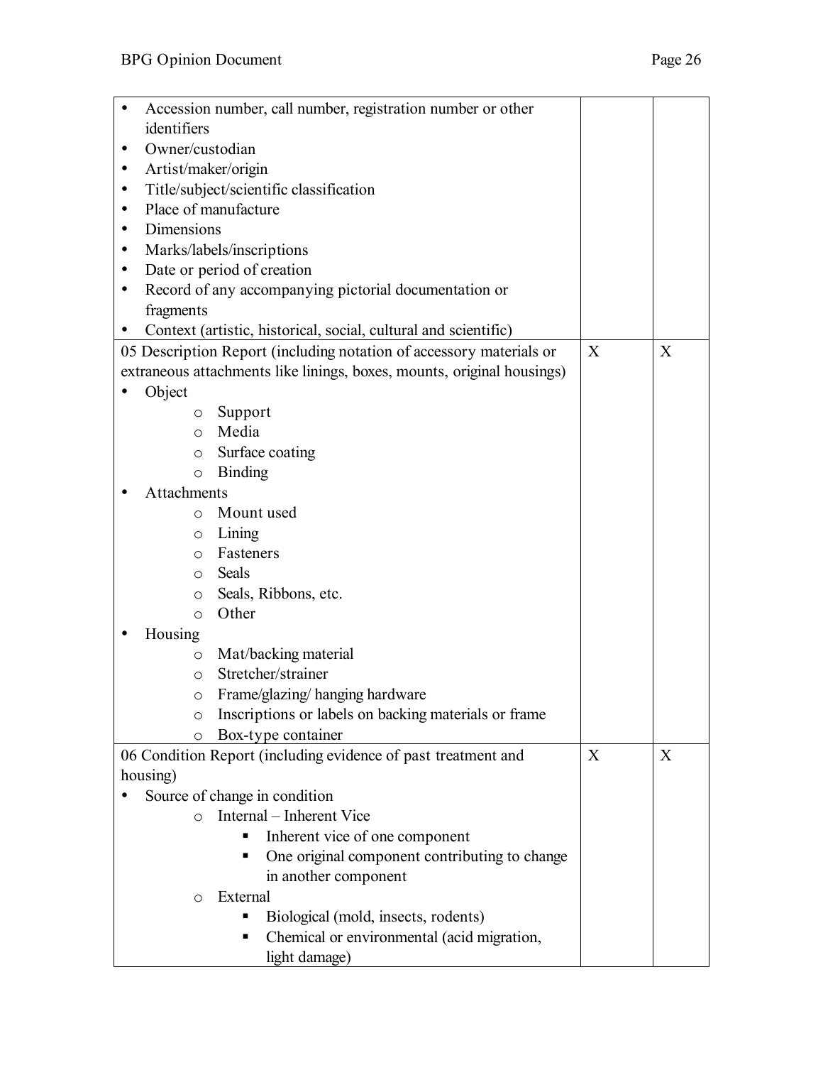| | | |
|---|---|---|
| • Accession number, call number, registration number or other identifiers<br>• Owner/custodian<br>• Artist/maker/origin<br>• Title/subject/scientific classification<br>• Place of manufacture<br>• Dimensions<br>• Marks/labels/inscriptions<br>• Date or period of creation<br>• Record of any accompanying pictorial documentation or fragments<br>• Context (artistic, historical, social, cultural and scientific) | | |
| 05 Description Report (including notation of accessory materials or extraneous attachments like linings, boxes, mounts, original housings)<br>• Object<br>  ○ Support<br>  ○ Media<br>  ○ Surface coating<br>  ○ Binding<br>• Attachments<br>  ○ Mount used<br>  ○ Lining<br>  ○ Fasteners<br>  ○ Seals<br>  ○ Seals, Ribbons, etc.<br>  ○ Other<br>• Housing<br>  ○ Mat/backing material<br>  ○ Stretcher/strainer<br>  ○ Frame/glazing/ hanging hardware<br>  ○ Inscriptions or labels on backing materials or frame<br>  ○ Box-type container | X | X |
| 06 Condition Report (including evidence of past treatment and housing)<br>• Source of change in condition<br>  ○ Internal – Inherent Vice<br>    ▪ Inherent vice of one component<br>    ▪ One original component contributing to change in another component<br>  ○ External<br>    ▪ Biological (mold, insects, rodents)<br>    ▪ Chemical or environmental (acid migration, light damage) | X | X |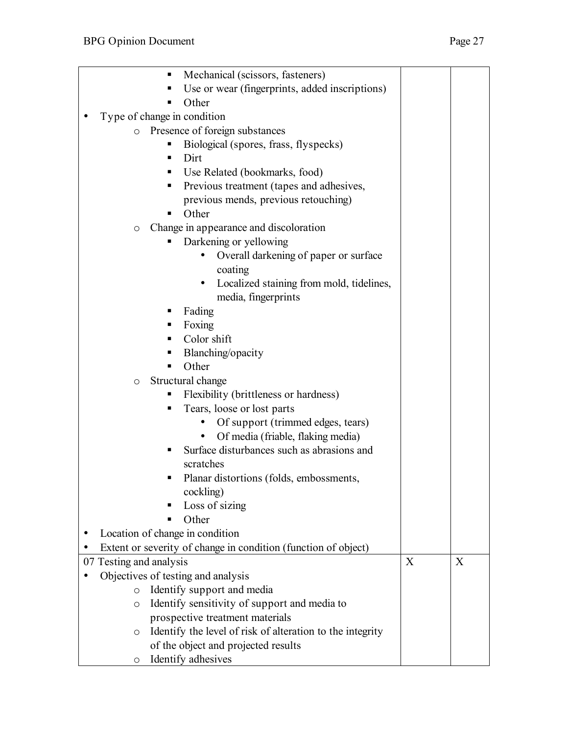| | | |
|---|---|---|
| ▪ Mechanical (scissors, fasteners)<br>▪ Use or wear (fingerprints, added inscriptions)<br>▪ Other<br>• Type of change in condition<br>o Presence of foreign substances<br>▪ Biological (spores, frass, flyspecks)<br>▪ Dirt<br>▪ Use Related (bookmarks, food)<br>▪ Previous treatment (tapes and adhesives, previous mends, previous retouching)<br>▪ Other<br>o Change in appearance and discoloration<br>▪ Darkening or yellowing<br>• Overall darkening of paper or surface coating<br>• Localized staining from mold, tidelines, media, fingerprints<br>▪ Fading<br>▪ Foxing<br>▪ Color shift<br>▪ Blanching/opacity<br>▪ Other<br>o Structural change<br>▪ Flexibility (brittleness or hardness)<br>▪ Tears, loose or lost parts<br>• Of support (trimmed edges, tears)<br>• Of media (friable, flaking media)<br>▪ Surface disturbances such as abrasions and scratches<br>▪ Planar distortions (folds, embossments, cockling)<br>▪ Loss of sizing<br>▪ Other<br>• Location of change in condition<br>• Extent or severity of change in condition (function of object) | | |
| 07 Testing and analysis<br>• Objectives of testing and analysis<br>o Identify support and media<br>o Identify sensitivity of support and media to prospective treatment materials<br>o Identify the level of risk of alteration to the integrity of the object and projected results<br>o Identify adhesives | X | X |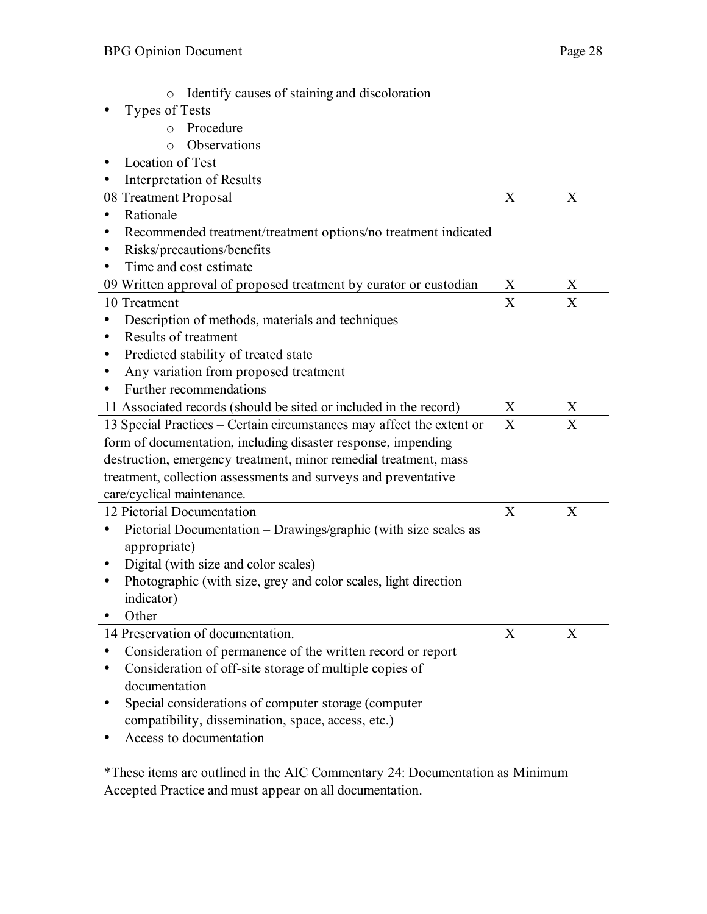| | | |
|---|---|---|
| ◦ Identify causes of staining and discoloration<br>• Types of Tests<br>◦ Procedure<br>◦ Observations<br>• Location of Test<br>• Interpretation of Results | | |
| 08 Treatment Proposal<br>• Rationale<br>• Recommended treatment/treatment options/no treatment indicated<br>• Risks/precautions/benefits<br>• Time and cost estimate | X | X |
| 09 Written approval of proposed treatment by curator or custodian | X | X |
| 10 Treatment<br>• Description of methods, materials and techniques<br>• Results of treatment<br>• Predicted stability of treated state<br>• Any variation from proposed treatment<br>• Further recommendations | X | X |
| 11 Associated records (should be sited or included in the record) | X | X |
| 13 Special Practices – Certain circumstances may affect the extent or form of documentation, including disaster response, impending destruction, emergency treatment, minor remedial treatment, mass treatment, collection assessments and surveys and preventative care/cyclical maintenance. | X | X |
| 12 Pictorial Documentation<br>• Pictorial Documentation – Drawings/graphic (with size scales as appropriate)<br>• Digital (with size and color scales)<br>• Photographic (with size, grey and color scales, light direction indicator)<br>• Other | X | X |
| 14 Preservation of documentation.<br>• Consideration of permanence of the written record or report<br>• Consideration of off-site storage of multiple copies of documentation<br>• Special considerations of computer storage (computer compatibility, dissemination, space, access, etc.)<br>• Access to documentation | X | X |

*These items are outlined in the AIC Commentary 24: Documentation as Minimum Accepted Practice and must appear on all documentation.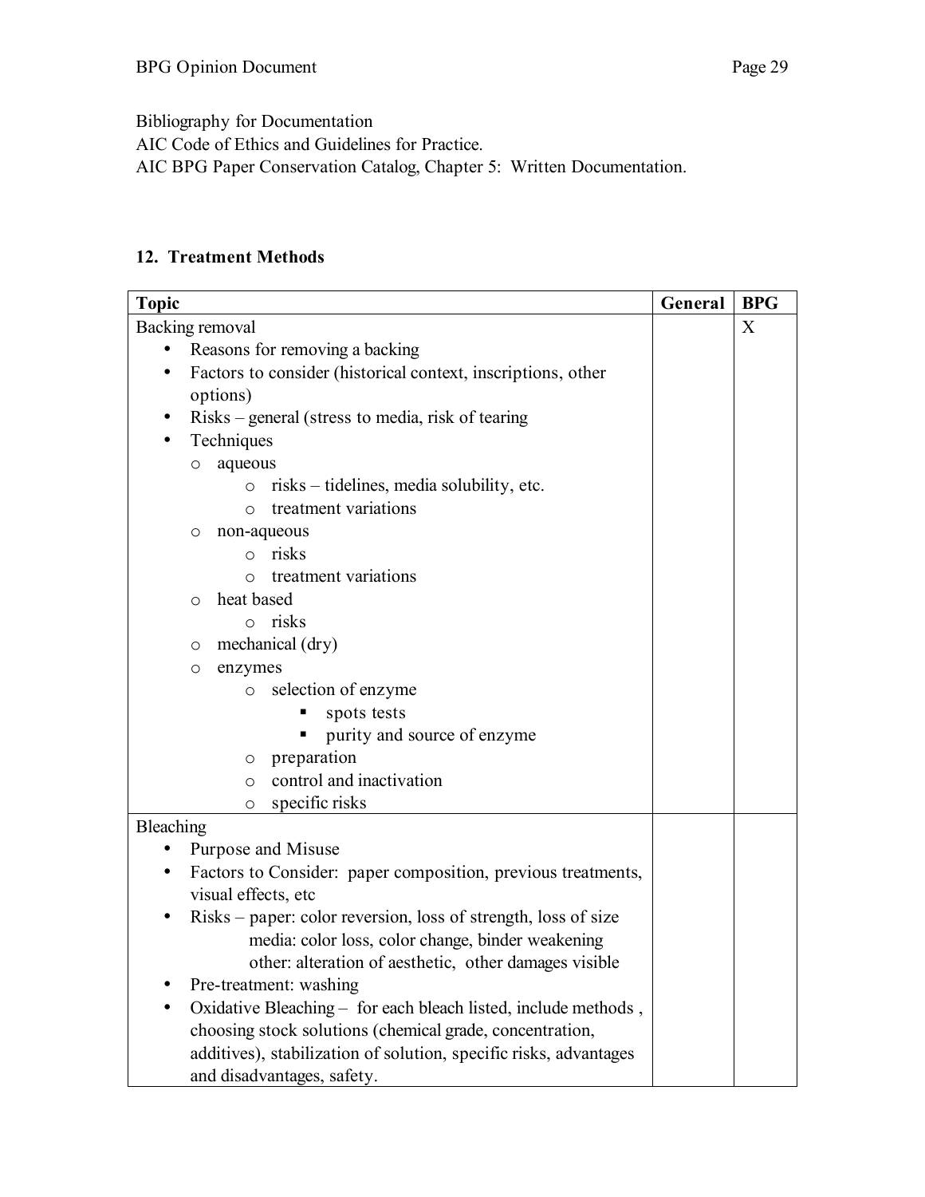Bibliography for Documentation
AIC Code of Ethics and Guidelines for Practice.
AIC BPG Paper Conservation Catalog, Chapter 5: Written Documentation.

### 12. Treatment Methods

| Topic | General | BPG |
|---|---|---|
| Backing removal<br>• Reasons for removing a backing<br>• Factors to consider (historical context, inscriptions, other options)<br>• Risks – general (stress to media, risk of tearing<br>• Techniques<br>&nbsp;&nbsp;o aqueous<br>&nbsp;&nbsp;&nbsp;&nbsp;o risks – tidelines, media solubility, etc.<br>&nbsp;&nbsp;&nbsp;&nbsp;o treatment variations<br>&nbsp;&nbsp;o non-aqueous<br>&nbsp;&nbsp;&nbsp;&nbsp;o risks<br>&nbsp;&nbsp;&nbsp;&nbsp;o treatment variations<br>&nbsp;&nbsp;o heat based<br>&nbsp;&nbsp;&nbsp;&nbsp;o risks<br>&nbsp;&nbsp;o mechanical (dry)<br>&nbsp;&nbsp;o enzymes<br>&nbsp;&nbsp;&nbsp;&nbsp;o selection of enzyme<br>&nbsp;&nbsp;&nbsp;&nbsp;&nbsp;&nbsp;▪ spots tests<br>&nbsp;&nbsp;&nbsp;&nbsp;&nbsp;&nbsp;▪ purity and source of enzyme<br>&nbsp;&nbsp;&nbsp;&nbsp;o preparation<br>&nbsp;&nbsp;&nbsp;&nbsp;o control and inactivation<br>&nbsp;&nbsp;&nbsp;&nbsp;o specific risks | | X |
| Bleaching<br>• Purpose and Misuse<br>• Factors to Consider: paper composition, previous treatments, visual effects, etc<br>• Risks – paper: color reversion, loss of strength, loss of size<br>&nbsp;&nbsp;&nbsp;&nbsp;media: color loss, color change, binder weakening<br>&nbsp;&nbsp;&nbsp;&nbsp;other: alteration of aesthetic, other damages visible<br>• Pre-treatment: washing<br>• Oxidative Bleaching – for each bleach listed, include methods , choosing stock solutions (chemical grade, concentration, additives), stabilization of solution, specific risks, advantages and disadvantages, safety. | | |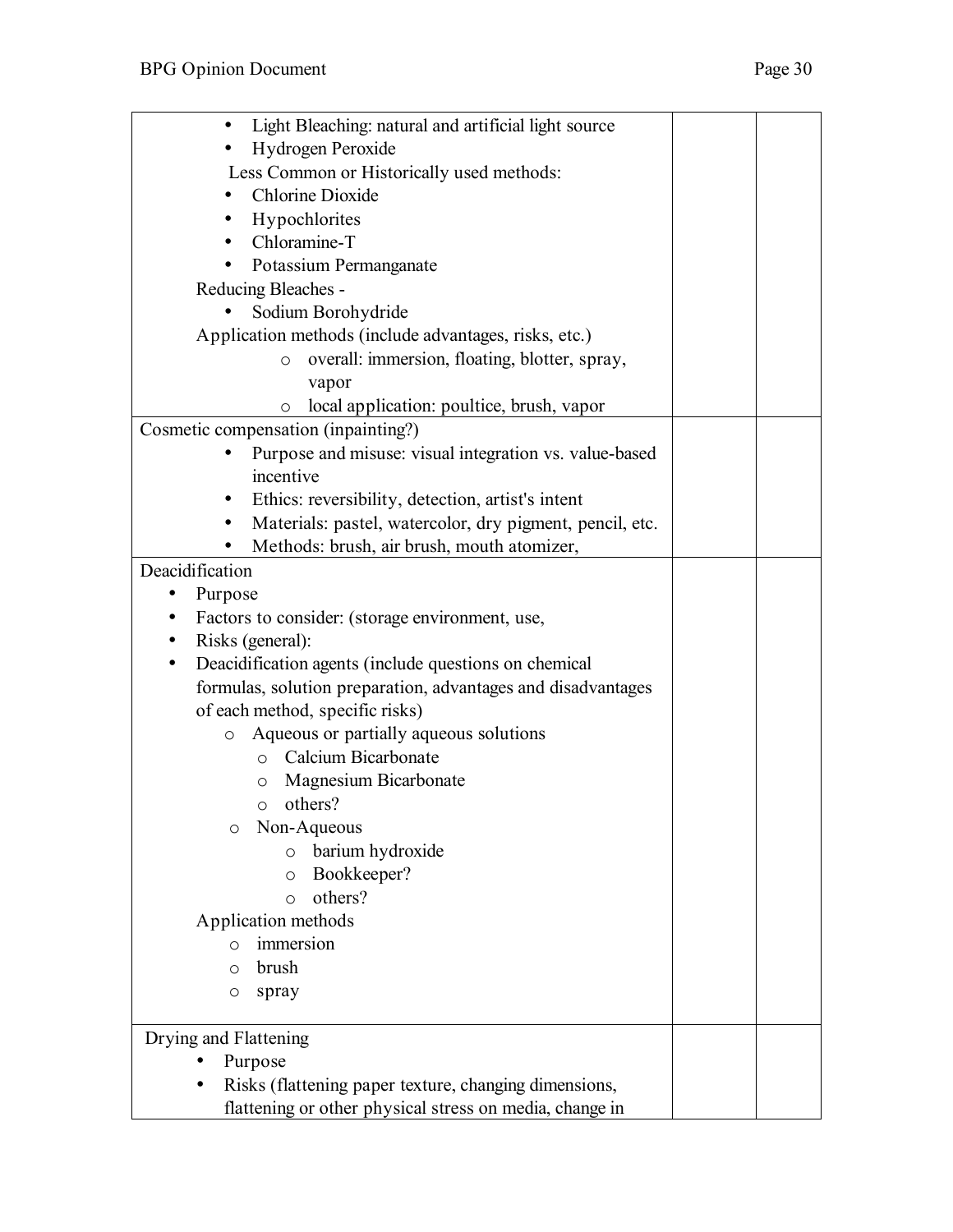| | | |
|---|---|---|
| • Light Bleaching: natural and artificial light source<br>• Hydrogen Peroxide<br>Less Common or Historically used methods:<br>• Chlorine Dioxide<br>• Hypochlorites<br>• Chloramine-T<br>• Potassium Permanganate<br>Reducing Bleaches -<br>• Sodium Borohydride<br>Application methods (include advantages, risks, etc.)<br>  o overall: immersion, floating, blotter, spray, vapor<br>  o local application: poultice, brush, vapor | | |
| Cosmetic compensation (inpainting?)<br>• Purpose and misuse: visual integration vs. value-based incentive<br>• Ethics: reversibility, detection, artist's intent<br>• Materials: pastel, watercolor, dry pigment, pencil, etc.<br>• Methods: brush, air brush, mouth atomizer, | | |
| Deacidification<br>• Purpose<br>• Factors to consider: (storage environment, use,<br>• Risks (general):<br>• Deacidification agents (include questions on chemical formulas, solution preparation, advantages and disadvantages of each method, specific risks)<br>  o Aqueous or partially aqueous solutions<br>    o Calcium Bicarbonate<br>    o Magnesium Bicarbonate<br>    o others?<br>  o Non-Aqueous<br>    o barium hydroxide<br>    o Bookkeeper?<br>    o others?<br>Application methods<br>  o immersion<br>  o brush<br>  o spray | | |
| Drying and Flattening<br>• Purpose<br>• Risks (flattening paper texture, changing dimensions, flattening or other physical stress on media, change in | | |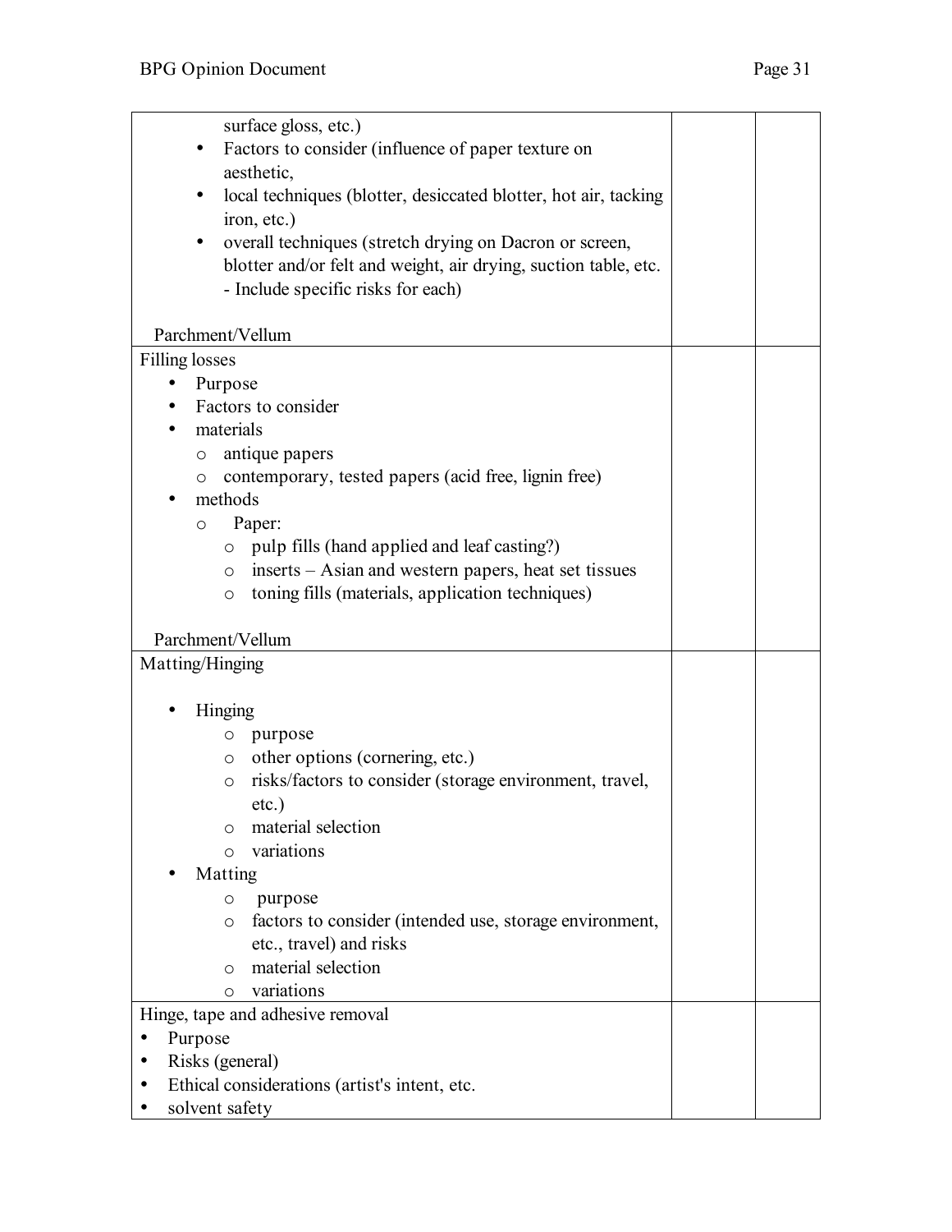| | | |
|---|---|---|
| surface gloss, etc.)<br>• Factors to consider (influence of paper texture on aesthetic,<br>• local techniques (blotter, desiccated blotter, hot air, tacking iron, etc.)<br>• overall techniques (stretch drying on Dacron or screen, blotter and/or felt and weight, air drying, suction table, etc. - Include specific risks for each)<br><br>Parchment/Vellum | | |
| Filling losses<br>• Purpose<br>• Factors to consider<br>• materials<br>  o antique papers<br>  o contemporary, tested papers (acid free, lignin free)<br>• methods<br>  o Paper:<br>    o pulp fills (hand applied and leaf casting?)<br>    o inserts – Asian and western papers, heat set tissues<br>    o toning fills (materials, application techniques)<br><br>Parchment/Vellum | | |
| Matting/Hinging<br><br>• Hinging<br>  o purpose<br>  o other options (cornering, etc.)<br>  o risks/factors to consider (storage environment, travel, etc.)<br>  o material selection<br>  o variations<br>• Matting<br>  o purpose<br>  o factors to consider (intended use, storage environment, etc., travel) and risks<br>  o material selection<br>  o variations | | |
| Hinge, tape and adhesive removal<br>• Purpose<br>• Risks (general)<br>• Ethical considerations (artist's intent, etc.<br>• solvent safety | | |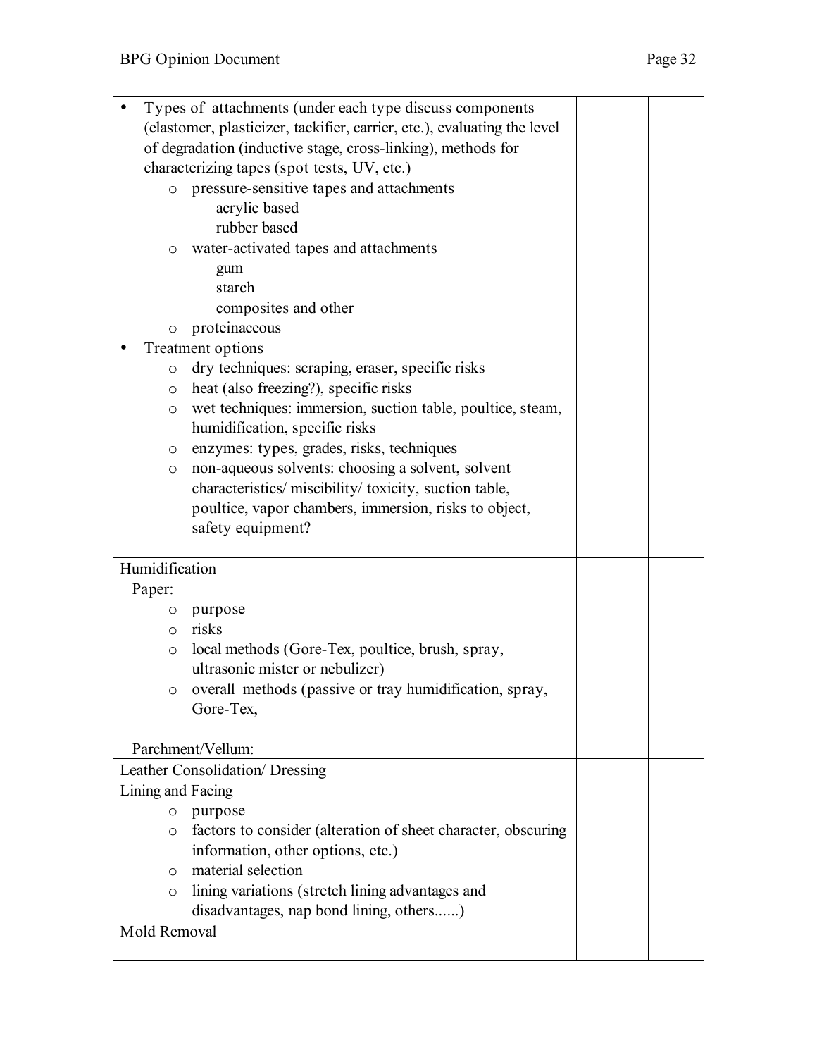| | | |
|---|---|---|
| • Types of attachments (under each type discuss components (elastomer, plasticizer, tackifier, carrier, etc.), evaluating the level of degradation (inductive stage, cross-linking), methods for characterizing tapes (spot tests, UV, etc.)<br>  o pressure-sensitive tapes and attachments<br>    acrylic based<br>    rubber based<br>  o water-activated tapes and attachments<br>    gum<br>    starch<br>    composites and other<br>  o proteinaceous<br>• Treatment options<br>  o dry techniques: scraping, eraser, specific risks<br>  o heat (also freezing?), specific risks<br>  o wet techniques: immersion, suction table, poultice, steam, humidification, specific risks<br>  o enzymes: types, grades, risks, techniques<br>  o non-aqueous solvents: choosing a solvent, solvent characteristics/ miscibility/ toxicity, suction table, poultice, vapor chambers, immersion, risks to object, safety equipment? | | |
| Humidification<br>Paper:<br>  o purpose<br>  o risks<br>  o local methods (Gore-Tex, poultice, brush, spray, ultrasonic mister or nebulizer)<br>  o overall methods (passive or tray humidification, spray, Gore-Tex,<br><br>Parchment/Vellum: | | |
| Leather Consolidation/ Dressing | | |
| Lining and Facing<br>  o purpose<br>  o factors to consider (alteration of sheet character, obscuring information, other options, etc.)<br>  o material selection<br>  o lining variations (stretch lining advantages and disadvantages, nap bond lining, others......) | | |
| Mold Removal | | |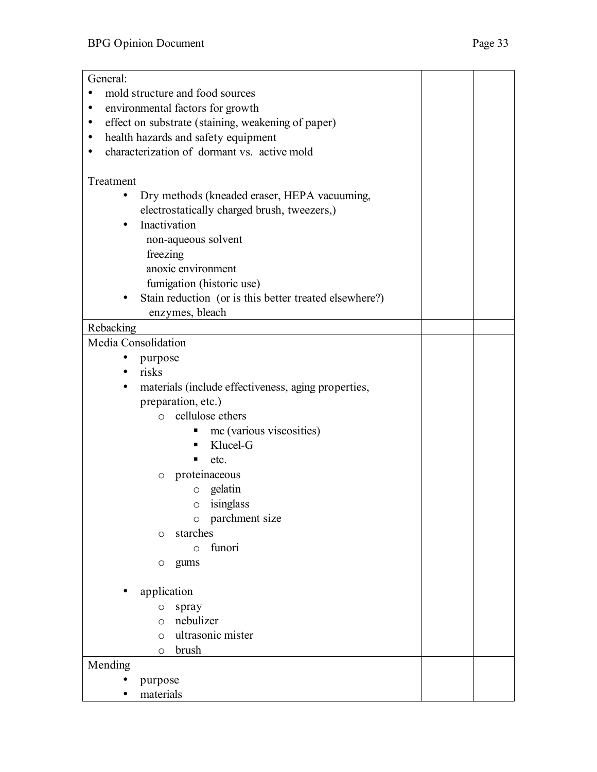| | | |
|---|---|---|
| General:<br>• mold structure and food sources<br>• environmental factors for growth<br>• effect on substrate (staining, weakening of paper)<br>• health hazards and safety equipment<br>• characterization of dormant vs. active mold<br><br>Treatment<br>• Dry methods (kneaded eraser, HEPA vacuuming, electrostatically charged brush, tweezers,)<br>• Inactivation<br>&nbsp;&nbsp;non-aqueous solvent<br>&nbsp;&nbsp;freezing<br>&nbsp;&nbsp;anoxic environment<br>&nbsp;&nbsp;fumigation (historic use)<br>• Stain reduction (or is this better treated elsewhere?)<br>&nbsp;&nbsp;enzymes, bleach | | |
| Rebacking | | |
| Media Consolidation<br>• purpose<br>• risks<br>• materials (include effectiveness, aging properties, preparation, etc.)<br>&nbsp;&nbsp;o cellulose ethers<br>&nbsp;&nbsp;&nbsp;&nbsp;▪ mc (various viscosities)<br>&nbsp;&nbsp;&nbsp;&nbsp;▪ Klucel-G<br>&nbsp;&nbsp;&nbsp;&nbsp;▪ etc.<br>&nbsp;&nbsp;o proteinaceous<br>&nbsp;&nbsp;&nbsp;&nbsp;o gelatin<br>&nbsp;&nbsp;&nbsp;&nbsp;o isinglass<br>&nbsp;&nbsp;&nbsp;&nbsp;o parchment size<br>&nbsp;&nbsp;o starches<br>&nbsp;&nbsp;&nbsp;&nbsp;o funori<br>&nbsp;&nbsp;o gums<br><br>• application<br>&nbsp;&nbsp;o spray<br>&nbsp;&nbsp;o nebulizer<br>&nbsp;&nbsp;o ultrasonic mister<br>&nbsp;&nbsp;o brush | | |
| Mending<br>• purpose<br>• materials | | |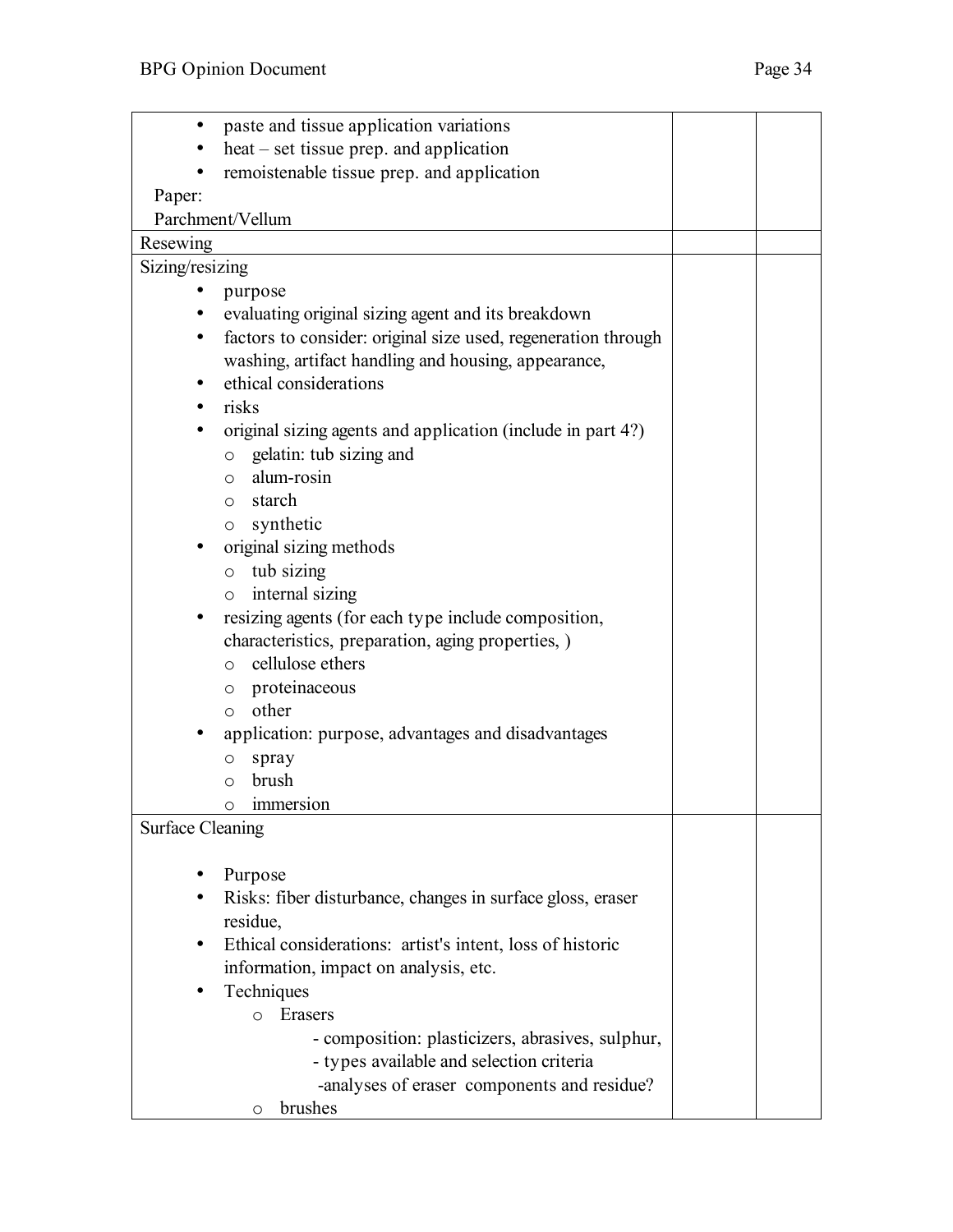| | | |
|---|---|---|
| • paste and tissue application variations<br>• heat – set tissue prep. and application<br>• remoistenable tissue prep. and application<br>Paper:<br>Parchment/Vellum | | |
| Resewing | | |
| Sizing/resizing<br>• purpose<br>• evaluating original sizing agent and its breakdown<br>• factors to consider: original size used, regeneration through washing, artifact handling and housing, appearance,<br>• ethical considerations<br>• risks<br>• original sizing agents and application (include in part 4?)<br>&nbsp;&nbsp;&nbsp;&nbsp;o gelatin: tub sizing and<br>&nbsp;&nbsp;&nbsp;&nbsp;o alum-rosin<br>&nbsp;&nbsp;&nbsp;&nbsp;o starch<br>&nbsp;&nbsp;&nbsp;&nbsp;o synthetic<br>• original sizing methods<br>&nbsp;&nbsp;&nbsp;&nbsp;o tub sizing<br>&nbsp;&nbsp;&nbsp;&nbsp;o internal sizing<br>• resizing agents (for each type include composition, characteristics, preparation, aging properties, )<br>&nbsp;&nbsp;&nbsp;&nbsp;o cellulose ethers<br>&nbsp;&nbsp;&nbsp;&nbsp;o proteinaceous<br>&nbsp;&nbsp;&nbsp;&nbsp;o other<br>• application: purpose, advantages and disadvantages<br>&nbsp;&nbsp;&nbsp;&nbsp;o spray<br>&nbsp;&nbsp;&nbsp;&nbsp;o brush<br>&nbsp;&nbsp;&nbsp;&nbsp;o immersion | | |
| Surface Cleaning<br>• Purpose<br>• Risks: fiber disturbance, changes in surface gloss, eraser residue,<br>• Ethical considerations: artist's intent, loss of historic information, impact on analysis, etc.<br>• Techniques<br>&nbsp;&nbsp;&nbsp;&nbsp;o Erasers<br>&nbsp;&nbsp;&nbsp;&nbsp;&nbsp;&nbsp;&nbsp;&nbsp;- composition: plasticizers, abrasives, sulphur,<br>&nbsp;&nbsp;&nbsp;&nbsp;&nbsp;&nbsp;&nbsp;&nbsp;- types available and selection criteria<br>&nbsp;&nbsp;&nbsp;&nbsp;&nbsp;&nbsp;&nbsp;&nbsp;-analyses of eraser components and residue?<br>&nbsp;&nbsp;&nbsp;&nbsp;o brushes | | |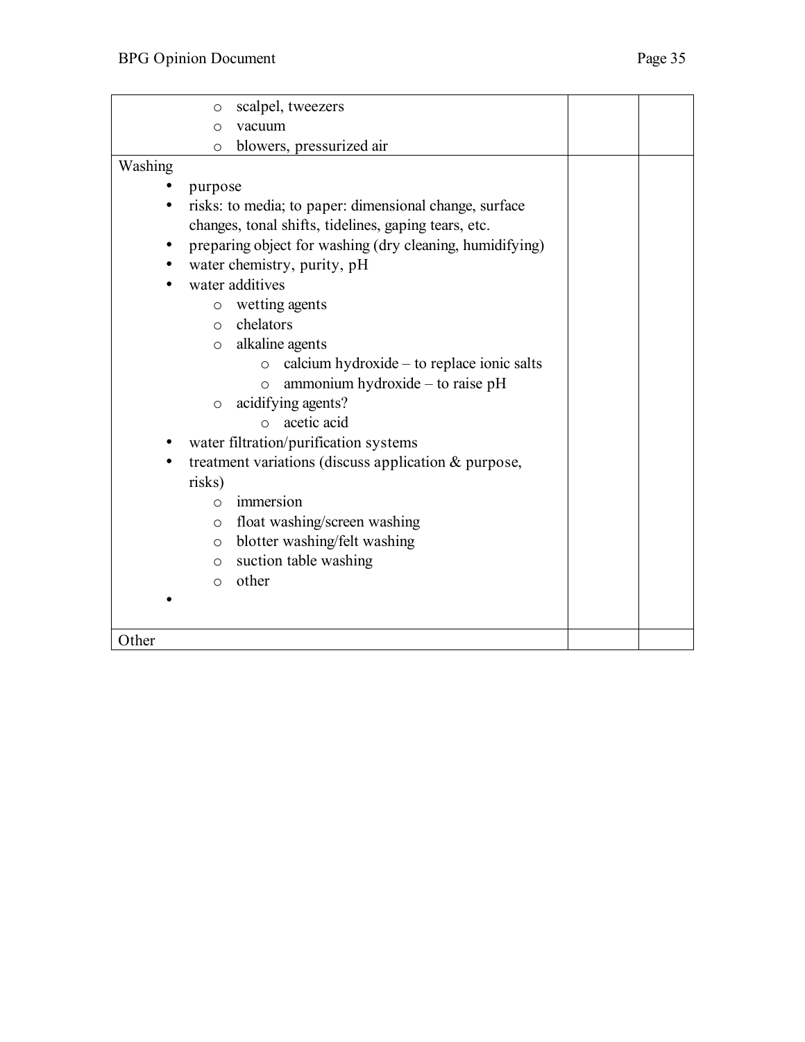| | | |
|---|---|---|
| ○ scalpel, tweezers<br>○ vacuum<br>○ blowers, pressurized air | | |
| Washing<br>• purpose<br>• risks: to media; to paper: dimensional change, surface changes, tonal shifts, tidelines, gaping tears, etc.<br>• preparing object for washing (dry cleaning, humidifying)<br>• water chemistry, purity, pH<br>• water additives<br>○ wetting agents<br>○ chelators<br>○ alkaline agents<br>○ calcium hydroxide – to replace ionic salts<br>○ ammonium hydroxide – to raise pH<br>○ acidifying agents?<br>○ acetic acid<br>• water filtration/purification systems<br>• treatment variations (discuss application & purpose, risks)<br>○ immersion<br>○ float washing/screen washing<br>○ blotter washing/felt washing<br>○ suction table washing<br>○ other<br>• | | |
| Other | | |